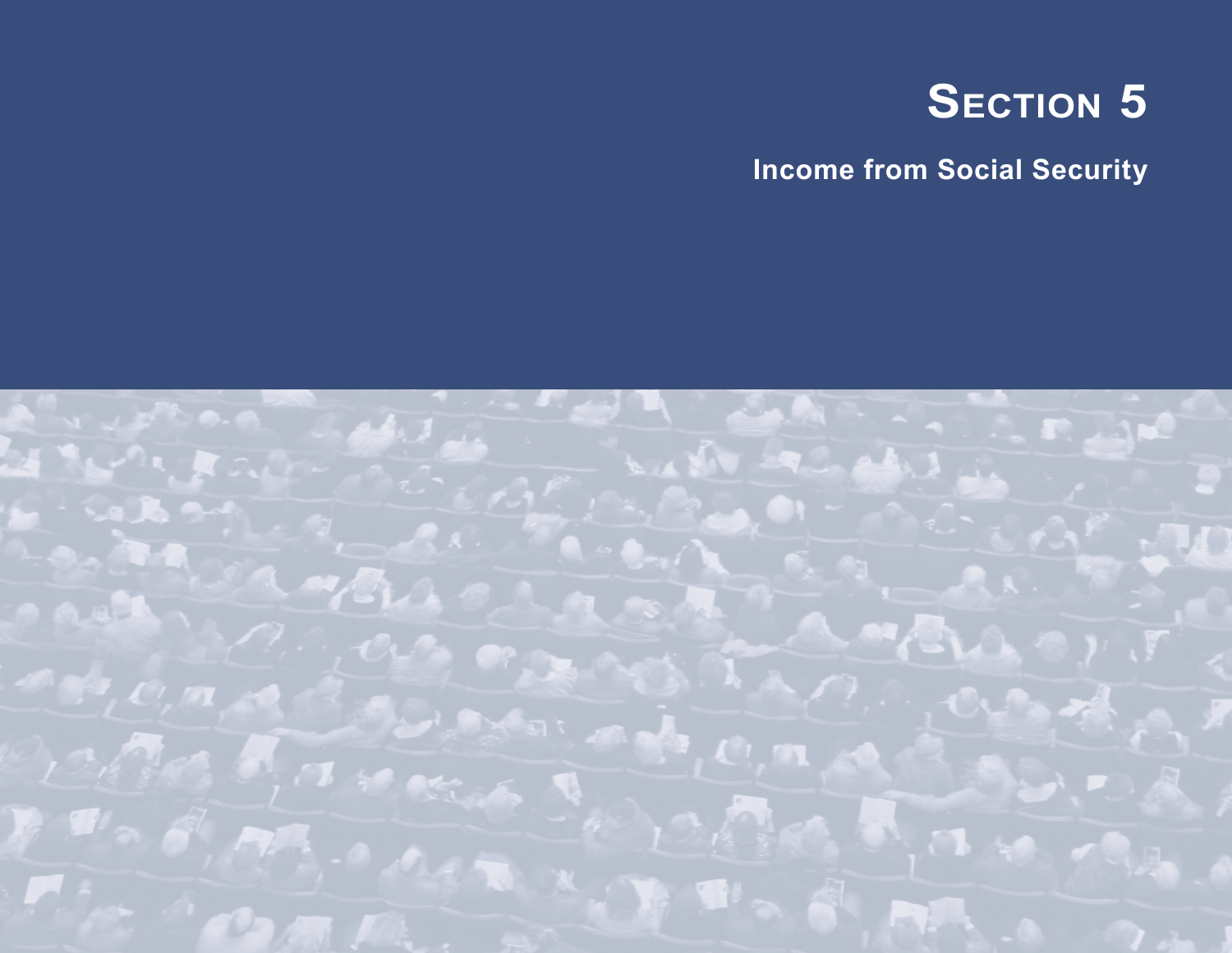# Section 5

## Income from Social Security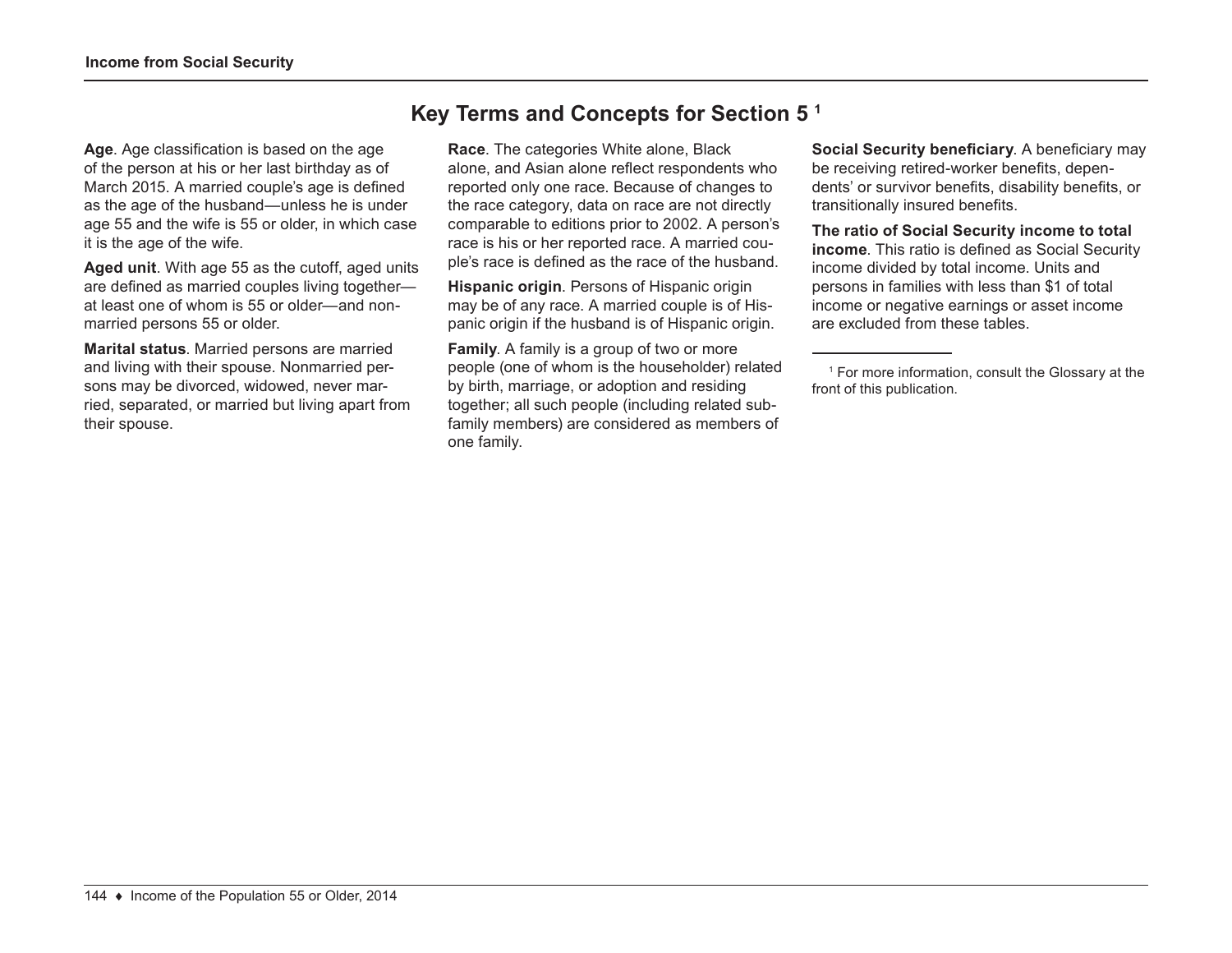## Key Terms and Concepts for Section 5 [1]

**Age**. Age classification is based on the age of the person at his or her last birthday as of March 2015. A married couple's age is defined as the age of the husband—unless he is under age 55 and the wife is 55 or older, in which case it is the age of the wife.

**Aged unit**. With age 55 as the cutoff, aged units are defined as married couples living together—at least one of whom is 55 or older—and nonmarried persons 55 or older.

**Marital status**. Married persons are married and living with their spouse. Nonmarried persons may be divorced, widowed, never married, separated, or married but living apart from their spouse.

**Race**. The categories White alone, Black alone, and Asian alone reflect respondents who reported only one race. Because of changes to the race category, data on race are not directly comparable to editions prior to 2002. A person's race is his or her reported race. A married couple's race is defined as the race of the husband.

**Hispanic origin**. Persons of Hispanic origin may be of any race. A married couple is of Hispanic origin if the husband is of Hispanic origin.

**Family**. A family is a group of two or more people (one of whom is the householder) related by birth, marriage, or adoption and residing together; all such people (including related subfamily members) are considered as members of one family.

**Social Security beneficiary**. A beneficiary may be receiving retired-worker benefits, dependents' or survivor benefits, disability benefits, or transitionally insured benefits.

**The ratio of Social Security income to total income**. This ratio is defined as Social Security income divided by total income. Units and persons in families with less than $1 of total income or negative earnings or asset income are excluded from these tables.

---

[1] For more information, consult the Glossary at the front of this publication.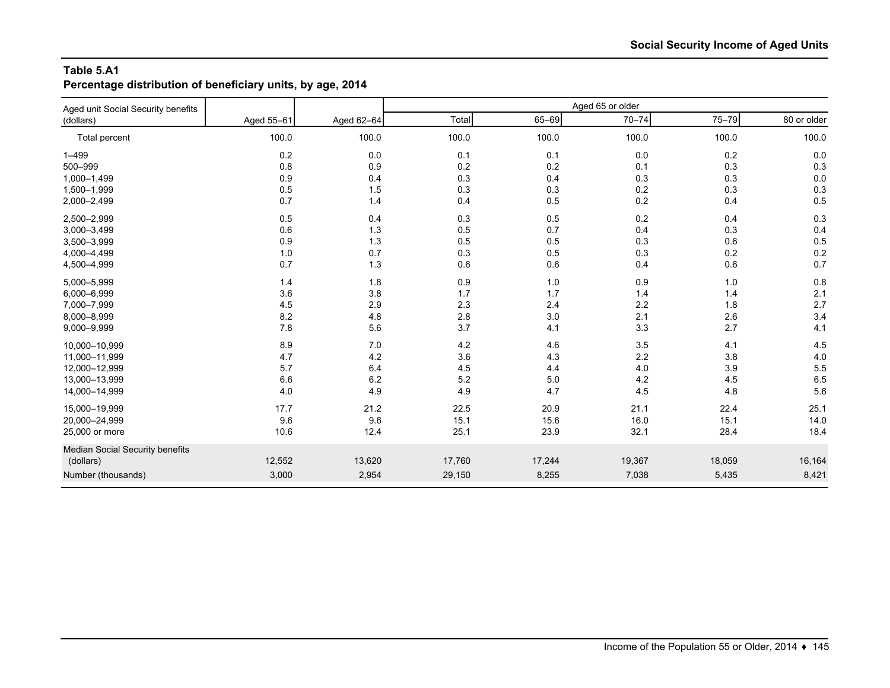**Table 5.A1**
**Percentage distribution of beneficiary units, by age, 2014**

| Aged unit Social Security benefits (dollars) | Aged 55–61 | Aged 62–64 | Aged 65 or older | | | | |
|---|---|---|---|---|---|---|---|
| | | | Total | 65–69 | 70–74 | 75–79 | 80 or older |
| Total percent | 100.0 | 100.0 | 100.0 | 100.0 | 100.0 | 100.0 | 100.0 |
| 1–499 | 0.2 | 0.0 | 0.1 | 0.1 | 0.0 | 0.2 | 0.0 |
| 500–999 | 0.8 | 0.9 | 0.2 | 0.2 | 0.1 | 0.3 | 0.3 |
| 1,000–1,499 | 0.9 | 0.4 | 0.3 | 0.4 | 0.3 | 0.3 | 0.0 |
| 1,500–1,999 | 0.5 | 1.5 | 0.3 | 0.3 | 0.2 | 0.3 | 0.3 |
| 2,000–2,499 | 0.7 | 1.4 | 0.4 | 0.5 | 0.2 | 0.4 | 0.5 |
| 2,500–2,999 | 0.5 | 0.4 | 0.3 | 0.5 | 0.2 | 0.4 | 0.3 |
| 3,000–3,499 | 0.6 | 1.3 | 0.5 | 0.7 | 0.4 | 0.3 | 0.4 |
| 3,500–3,999 | 0.9 | 1.3 | 0.5 | 0.5 | 0.3 | 0.6 | 0.5 |
| 4,000–4,499 | 1.0 | 0.7 | 0.3 | 0.5 | 0.3 | 0.2 | 0.2 |
| 4,500–4,999 | 0.7 | 1.3 | 0.6 | 0.6 | 0.4 | 0.6 | 0.7 |
| 5,000–5,999 | 1.4 | 1.8 | 0.9 | 1.0 | 0.9 | 1.0 | 0.8 |
| 6,000–6,999 | 3.6 | 3.8 | 1.7 | 1.7 | 1.4 | 1.4 | 2.1 |
| 7,000–7,999 | 4.5 | 2.9 | 2.3 | 2.4 | 2.2 | 1.8 | 2.7 |
| 8,000–8,999 | 8.2 | 4.8 | 2.8 | 3.0 | 2.1 | 2.6 | 3.4 |
| 9,000–9,999 | 7.8 | 5.6 | 3.7 | 4.1 | 3.3 | 2.7 | 4.1 |
| 10,000–10,999 | 8.9 | 7.0 | 4.2 | 4.6 | 3.5 | 4.1 | 4.5 |
| 11,000–11,999 | 4.7 | 4.2 | 3.6 | 4.3 | 2.2 | 3.8 | 4.0 |
| 12,000–12,999 | 5.7 | 6.4 | 4.5 | 4.4 | 4.0 | 3.9 | 5.5 |
| 13,000–13,999 | 6.6 | 6.2 | 5.2 | 5.0 | 4.2 | 4.5 | 6.5 |
| 14,000–14,999 | 4.0 | 4.9 | 4.9 | 4.7 | 4.5 | 4.8 | 5.6 |
| 15,000–19,999 | 17.7 | 21.2 | 22.5 | 20.9 | 21.1 | 22.4 | 25.1 |
| 20,000–24,999 | 9.6 | 9.6 | 15.1 | 15.6 | 16.0 | 15.1 | 14.0 |
| 25,000 or more | 10.6 | 12.4 | 25.1 | 23.9 | 32.1 | 28.4 | 18.4 |
| Median Social Security benefits (dollars) | 12,552 | 13,620 | 17,760 | 17,244 | 19,367 | 18,059 | 16,164 |
| Number (thousands) | 3,000 | 2,954 | 29,150 | 8,255 | 7,038 | 5,435 | 8,421 |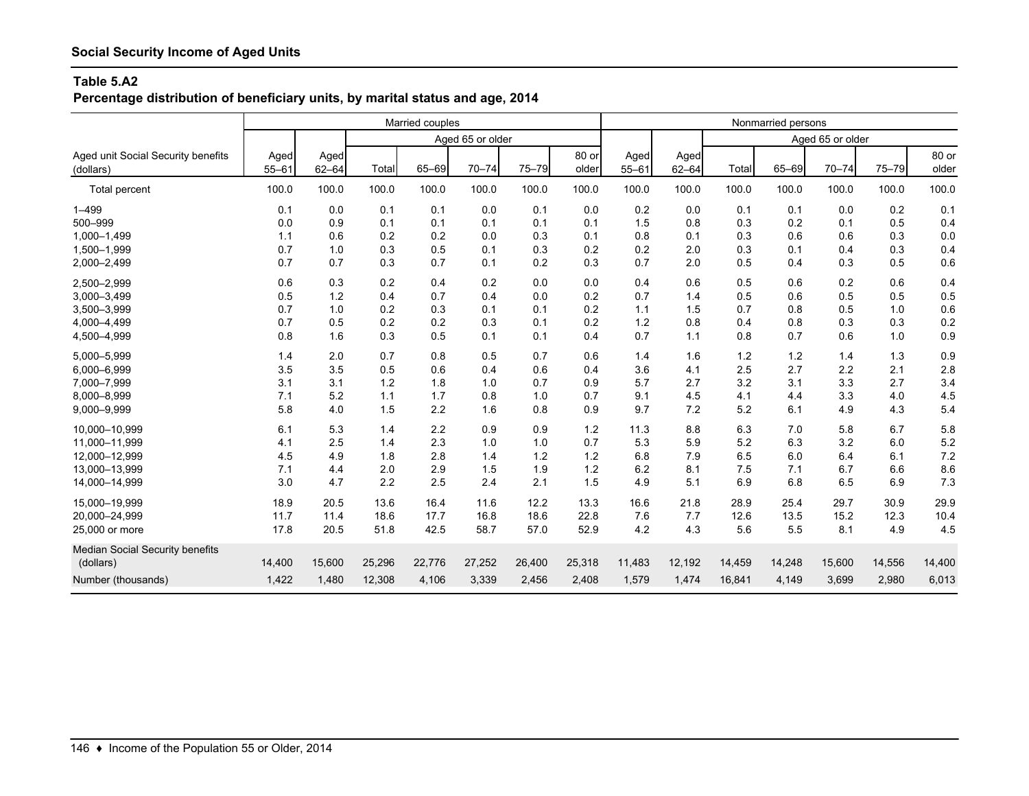## Social Security Income of Aged Units

### Table 5.A2
**Percentage distribution of beneficiary units, by marital status and age, 2014**

| Aged unit Social Security benefits (dollars) | Married couples | | | | | | | Nonmarried persons | | | | | | |
|---|---|---|---|---|---|---|---|---|---|---|---|---|---|---|
| | | | Aged 65 or older | | | | | | | Aged 65 or older | | | | |
| | Aged 55–61 | Aged 62–64 | Total | 65–69 | 70–74 | 75–79 | 80 or older | Aged 55–61 | Aged 62–64 | Total | 65–69 | 70–74 | 75–79 | 80 or older |
| Total percent | 100.0 | 100.0 | 100.0 | 100.0 | 100.0 | 100.0 | 100.0 | 100.0 | 100.0 | 100.0 | 100.0 | 100.0 | 100.0 | 100.0 |
| 1–499 | 0.1 | 0.0 | 0.1 | 0.1 | 0.0 | 0.1 | 0.0 | 0.2 | 0.0 | 0.1 | 0.1 | 0.0 | 0.2 | 0.1 |
| 500–999 | 0.0 | 0.9 | 0.1 | 0.1 | 0.1 | 0.1 | 0.1 | 1.5 | 0.8 | 0.3 | 0.2 | 0.1 | 0.5 | 0.4 |
| 1,000–1,499 | 1.1 | 0.6 | 0.2 | 0.2 | 0.0 | 0.3 | 0.1 | 0.8 | 0.1 | 0.3 | 0.6 | 0.6 | 0.3 | 0.0 |
| 1,500–1,999 | 0.7 | 1.0 | 0.3 | 0.5 | 0.1 | 0.3 | 0.2 | 0.2 | 2.0 | 0.3 | 0.1 | 0.4 | 0.3 | 0.4 |
| 2,000–2,499 | 0.7 | 0.7 | 0.3 | 0.7 | 0.1 | 0.2 | 0.3 | 0.7 | 2.0 | 0.5 | 0.4 | 0.3 | 0.5 | 0.6 |
| 2,500–2,999 | 0.6 | 0.3 | 0.2 | 0.4 | 0.2 | 0.0 | 0.0 | 0.4 | 0.6 | 0.5 | 0.6 | 0.2 | 0.6 | 0.4 |
| 3,000–3,499 | 0.5 | 1.2 | 0.4 | 0.7 | 0.4 | 0.0 | 0.2 | 0.7 | 1.4 | 0.5 | 0.6 | 0.5 | 0.5 | 0.5 |
| 3,500–3,999 | 0.7 | 1.0 | 0.2 | 0.3 | 0.1 | 0.1 | 0.2 | 1.1 | 1.5 | 0.7 | 0.8 | 0.5 | 1.0 | 0.6 |
| 4,000–4,499 | 0.7 | 0.5 | 0.2 | 0.2 | 0.3 | 0.1 | 0.2 | 1.2 | 0.8 | 0.4 | 0.8 | 0.3 | 0.3 | 0.2 |
| 4,500–4,999 | 0.8 | 1.6 | 0.3 | 0.5 | 0.1 | 0.1 | 0.4 | 0.7 | 1.1 | 0.8 | 0.7 | 0.6 | 1.0 | 0.9 |
| 5,000–5,999 | 1.4 | 2.0 | 0.7 | 0.8 | 0.5 | 0.7 | 0.6 | 1.4 | 1.6 | 1.2 | 1.2 | 1.4 | 1.3 | 0.9 |
| 6,000–6,999 | 3.5 | 3.5 | 0.5 | 0.6 | 0.4 | 0.6 | 0.4 | 3.6 | 4.1 | 2.5 | 2.7 | 2.2 | 2.1 | 2.8 |
| 7,000–7,999 | 3.1 | 3.1 | 1.2 | 1.8 | 1.0 | 0.7 | 0.9 | 5.7 | 2.7 | 3.2 | 3.1 | 3.3 | 2.7 | 3.4 |
| 8,000–8,999 | 7.1 | 5.2 | 1.1 | 1.7 | 0.8 | 1.0 | 0.7 | 9.1 | 4.5 | 4.1 | 4.4 | 3.3 | 4.0 | 4.5 |
| 9,000–9,999 | 5.8 | 4.0 | 1.5 | 2.2 | 1.6 | 0.8 | 0.9 | 9.7 | 7.2 | 5.2 | 6.1 | 4.9 | 4.3 | 5.4 |
| 10,000–10,999 | 6.1 | 5.3 | 1.4 | 2.2 | 0.9 | 0.9 | 1.2 | 11.3 | 8.8 | 6.3 | 7.0 | 5.8 | 6.7 | 5.8 |
| 11,000–11,999 | 4.1 | 2.5 | 1.4 | 2.3 | 1.0 | 1.0 | 0.7 | 5.3 | 5.9 | 5.2 | 6.3 | 3.2 | 6.0 | 5.2 |
| 12,000–12,999 | 4.5 | 4.9 | 1.8 | 2.8 | 1.4 | 1.2 | 1.2 | 6.8 | 7.9 | 6.5 | 6.0 | 6.4 | 6.1 | 7.2 |
| 13,000–13,999 | 7.1 | 4.4 | 2.0 | 2.9 | 1.5 | 1.9 | 1.2 | 6.2 | 8.1 | 7.5 | 7.1 | 6.7 | 6.6 | 8.6 |
| 14,000–14,999 | 3.0 | 4.7 | 2.2 | 2.5 | 2.4 | 2.1 | 1.5 | 4.9 | 5.1 | 6.9 | 6.8 | 6.5 | 6.9 | 7.3 |
| 15,000–19,999 | 18.9 | 20.5 | 13.6 | 16.4 | 11.6 | 12.2 | 13.3 | 16.6 | 21.8 | 28.9 | 25.4 | 29.7 | 30.9 | 29.9 |
| 20,000–24,999 | 11.7 | 11.4 | 18.6 | 17.7 | 16.8 | 18.6 | 22.8 | 7.6 | 7.7 | 12.6 | 13.5 | 15.2 | 12.3 | 10.4 |
| 25,000 or more | 17.8 | 20.5 | 51.8 | 42.5 | 58.7 | 57.0 | 52.9 | 4.2 | 4.3 | 5.6 | 5.5 | 8.1 | 4.9 | 4.5 |
| Median Social Security benefits (dollars) | 14,400 | 15,600 | 25,296 | 22,776 | 27,252 | 26,400 | 25,318 | 11,483 | 12,192 | 14,459 | 14,248 | 15,600 | 14,556 | 14,400 |
| Number (thousands) | 1,422 | 1,480 | 12,308 | 4,106 | 3,339 | 2,456 | 2,408 | 1,579 | 1,474 | 16,841 | 4,149 | 3,699 | 2,980 | 6,013 |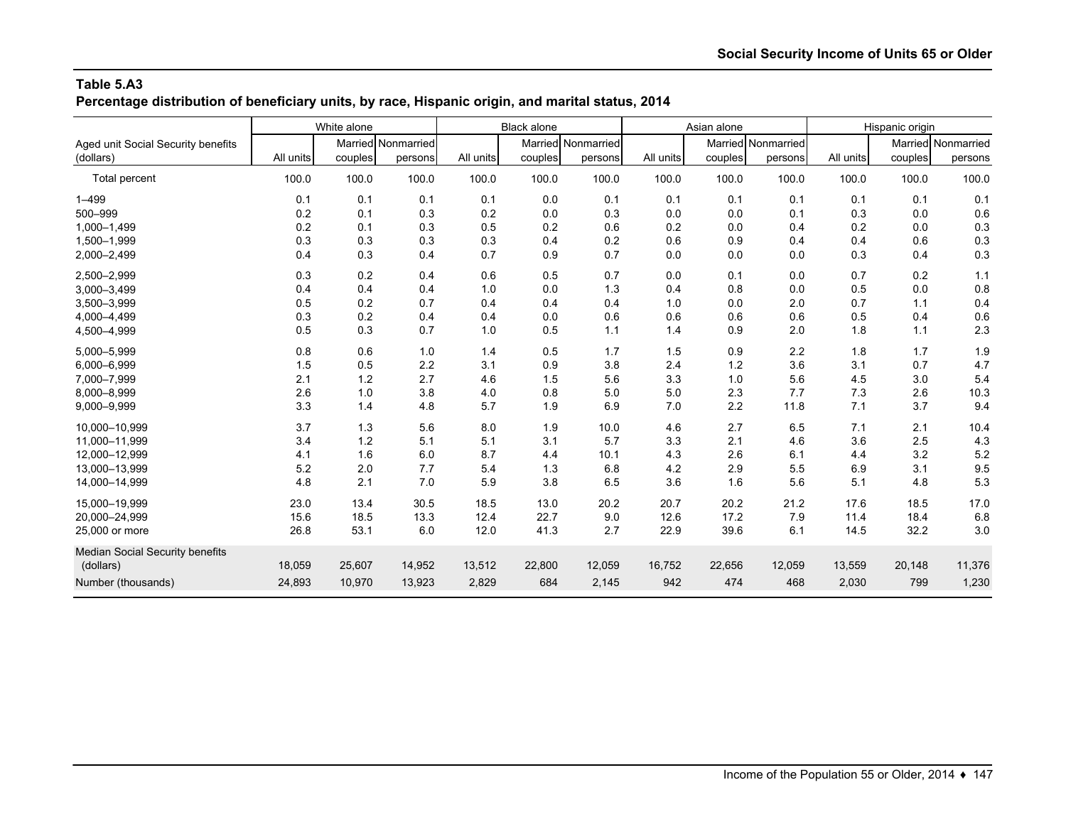**Table 5.A3**
**Percentage distribution of beneficiary units, by race, Hispanic origin, and marital status, 2014**

| Aged unit Social Security benefits (dollars) | White alone | | | Black alone | | | Asian alone | | | Hispanic origin | | |
|---|---|---|---|---|---|---|---|---|---|---|---|---|
| | All units | Married couples | Nonmarried persons | All units | Married couples | Nonmarried persons | All units | Married couples | Nonmarried persons | All units | Married couples | Nonmarried persons |
| Total percent | 100.0 | 100.0 | 100.0 | 100.0 | 100.0 | 100.0 | 100.0 | 100.0 | 100.0 | 100.0 | 100.0 | 100.0 |
| 1–499 | 0.1 | 0.1 | 0.1 | 0.1 | 0.0 | 0.1 | 0.1 | 0.1 | 0.1 | 0.1 | 0.1 | 0.1 |
| 500–999 | 0.2 | 0.1 | 0.3 | 0.2 | 0.0 | 0.3 | 0.0 | 0.0 | 0.1 | 0.3 | 0.0 | 0.6 |
| 1,000–1,499 | 0.2 | 0.1 | 0.3 | 0.5 | 0.2 | 0.6 | 0.2 | 0.0 | 0.4 | 0.2 | 0.0 | 0.3 |
| 1,500–1,999 | 0.3 | 0.3 | 0.3 | 0.3 | 0.4 | 0.2 | 0.6 | 0.9 | 0.4 | 0.4 | 0.6 | 0.3 |
| 2,000–2,499 | 0.4 | 0.3 | 0.4 | 0.7 | 0.9 | 0.7 | 0.0 | 0.0 | 0.0 | 0.3 | 0.4 | 0.3 |
| 2,500–2,999 | 0.3 | 0.2 | 0.4 | 0.6 | 0.5 | 0.7 | 0.0 | 0.1 | 0.0 | 0.7 | 0.2 | 1.1 |
| 3,000–3,499 | 0.4 | 0.4 | 0.4 | 1.0 | 0.0 | 1.3 | 0.4 | 0.8 | 0.0 | 0.5 | 0.0 | 0.8 |
| 3,500–3,999 | 0.5 | 0.2 | 0.7 | 0.4 | 0.4 | 0.4 | 1.0 | 0.0 | 2.0 | 0.7 | 1.1 | 0.4 |
| 4,000–4,499 | 0.3 | 0.2 | 0.4 | 0.4 | 0.0 | 0.6 | 0.6 | 0.6 | 0.6 | 0.5 | 0.4 | 0.6 |
| 4,500–4,999 | 0.5 | 0.3 | 0.7 | 1.0 | 0.5 | 1.1 | 1.4 | 0.9 | 2.0 | 1.8 | 1.1 | 2.3 |
| 5,000–5,999 | 0.8 | 0.6 | 1.0 | 1.4 | 0.5 | 1.7 | 1.5 | 0.9 | 2.2 | 1.8 | 1.7 | 1.9 |
| 6,000–6,999 | 1.5 | 0.5 | 2.2 | 3.1 | 0.9 | 3.8 | 2.4 | 1.2 | 3.6 | 3.1 | 0.7 | 4.7 |
| 7,000–7,999 | 2.1 | 1.2 | 2.7 | 4.6 | 1.5 | 5.6 | 3.3 | 1.0 | 5.6 | 4.5 | 3.0 | 5.4 |
| 8,000–8,999 | 2.6 | 1.0 | 3.8 | 4.0 | 0.8 | 5.0 | 5.0 | 2.3 | 7.7 | 7.3 | 2.6 | 10.3 |
| 9,000–9,999 | 3.3 | 1.4 | 4.8 | 5.7 | 1.9 | 6.9 | 7.0 | 2.2 | 11.8 | 7.1 | 3.7 | 9.4 |
| 10,000–10,999 | 3.7 | 1.3 | 5.6 | 8.0 | 1.9 | 10.0 | 4.6 | 2.7 | 6.5 | 7.1 | 2.1 | 10.4 |
| 11,000–11,999 | 3.4 | 1.2 | 5.1 | 5.1 | 3.1 | 5.7 | 3.3 | 2.1 | 4.6 | 3.6 | 2.5 | 4.3 |
| 12,000–12,999 | 4.1 | 1.6 | 6.0 | 8.7 | 4.4 | 10.1 | 4.3 | 2.6 | 6.1 | 4.4 | 3.2 | 5.2 |
| 13,000–13,999 | 5.2 | 2.0 | 7.7 | 5.4 | 1.3 | 6.8 | 4.2 | 2.9 | 5.5 | 6.9 | 3.1 | 9.5 |
| 14,000–14,999 | 4.8 | 2.1 | 7.0 | 5.9 | 3.8 | 6.5 | 3.6 | 1.6 | 5.6 | 5.1 | 4.8 | 5.3 |
| 15,000–19,999 | 23.0 | 13.4 | 30.5 | 18.5 | 13.0 | 20.2 | 20.7 | 20.2 | 21.2 | 17.6 | 18.5 | 17.0 |
| 20,000–24,999 | 15.6 | 18.5 | 13.3 | 12.4 | 22.7 | 9.0 | 12.6 | 17.2 | 7.9 | 11.4 | 18.4 | 6.8 |
| 25,000 or more | 26.8 | 53.1 | 6.0 | 12.0 | 41.3 | 2.7 | 22.9 | 39.6 | 6.1 | 14.5 | 32.2 | 3.0 |
| Median Social Security benefits (dollars) | 18,059 | 25,607 | 14,952 | 13,512 | 22,800 | 12,059 | 16,752 | 22,656 | 12,059 | 13,559 | 20,148 | 11,376 |
| Number (thousands) | 24,893 | 10,970 | 13,923 | 2,829 | 684 | 2,145 | 942 | 474 | 468 | 2,030 | 799 | 1,230 |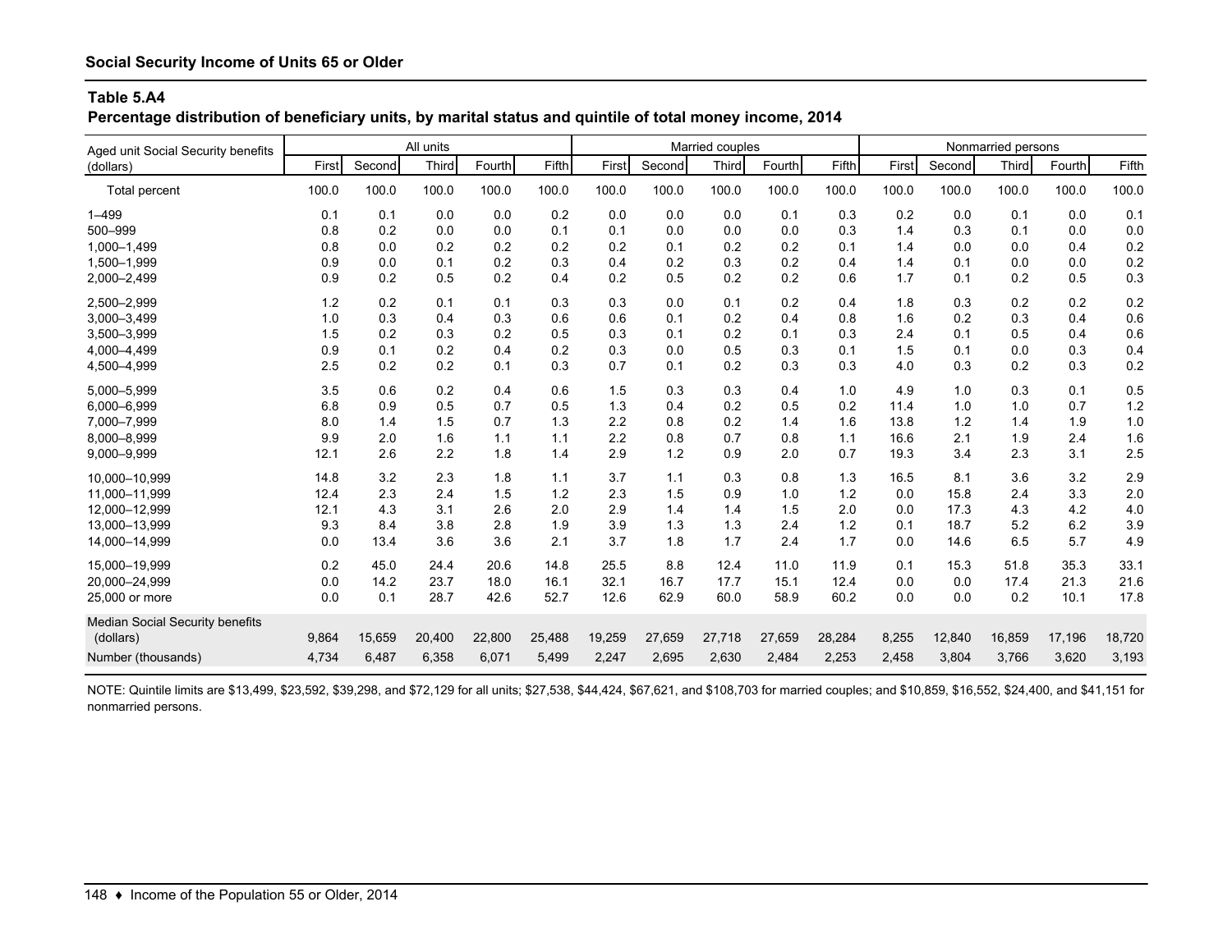## Social Security Income of Units 65 or Older

### Table 5.A4

**Percentage distribution of beneficiary units, by marital status and quintile of total money income, 2014**

| Aged unit Social Security benefits (dollars) | All units | | | | | Married couples | | | | | Nonmarried persons | | | | |
|---|---|---|---|---|---|---|---|---|---|---|---|---|---|---|---|
| | First | Second | Third | Fourth | Fifth | First | Second | Third | Fourth | Fifth | First | Second | Third | Fourth | Fifth |
| Total percent | 100.0 | 100.0 | 100.0 | 100.0 | 100.0 | 100.0 | 100.0 | 100.0 | 100.0 | 100.0 | 100.0 | 100.0 | 100.0 | 100.0 | 100.0 |
| 1–499 | 0.1 | 0.1 | 0.0 | 0.0 | 0.2 | 0.0 | 0.0 | 0.0 | 0.1 | 0.3 | 0.2 | 0.0 | 0.1 | 0.0 | 0.1 |
| 500–999 | 0.8 | 0.2 | 0.0 | 0.0 | 0.1 | 0.1 | 0.0 | 0.0 | 0.0 | 0.3 | 1.4 | 0.3 | 0.1 | 0.0 | 0.0 |
| 1,000–1,499 | 0.8 | 0.0 | 0.2 | 0.2 | 0.2 | 0.2 | 0.1 | 0.2 | 0.2 | 0.1 | 1.4 | 0.0 | 0.0 | 0.4 | 0.2 |
| 1,500–1,999 | 0.9 | 0.0 | 0.1 | 0.2 | 0.3 | 0.4 | 0.2 | 0.3 | 0.2 | 0.4 | 1.4 | 0.1 | 0.0 | 0.0 | 0.2 |
| 2,000–2,499 | 0.9 | 0.2 | 0.5 | 0.2 | 0.4 | 0.2 | 0.5 | 0.2 | 0.2 | 0.6 | 1.7 | 0.1 | 0.2 | 0.5 | 0.3 |
| 2,500–2,999 | 1.2 | 0.2 | 0.1 | 0.1 | 0.3 | 0.3 | 0.0 | 0.1 | 0.2 | 0.4 | 1.8 | 0.3 | 0.2 | 0.2 | 0.2 |
| 3,000–3,499 | 1.0 | 0.3 | 0.4 | 0.3 | 0.6 | 0.6 | 0.1 | 0.2 | 0.4 | 0.8 | 1.6 | 0.2 | 0.3 | 0.4 | 0.6 |
| 3,500–3,999 | 1.5 | 0.2 | 0.3 | 0.2 | 0.5 | 0.3 | 0.1 | 0.2 | 0.1 | 0.3 | 2.4 | 0.1 | 0.5 | 0.4 | 0.6 |
| 4,000–4,499 | 0.9 | 0.1 | 0.2 | 0.4 | 0.2 | 0.3 | 0.0 | 0.5 | 0.3 | 0.1 | 1.5 | 0.1 | 0.0 | 0.3 | 0.4 |
| 4,500–4,999 | 2.5 | 0.2 | 0.2 | 0.1 | 0.3 | 0.7 | 0.1 | 0.2 | 0.3 | 0.3 | 4.0 | 0.3 | 0.2 | 0.3 | 0.2 |
| 5,000–5,999 | 3.5 | 0.6 | 0.2 | 0.4 | 0.6 | 1.5 | 0.3 | 0.3 | 0.4 | 1.0 | 4.9 | 1.0 | 0.3 | 0.1 | 0.5 |
| 6,000–6,999 | 6.8 | 0.9 | 0.5 | 0.7 | 0.5 | 1.3 | 0.4 | 0.2 | 0.5 | 0.2 | 11.4 | 1.0 | 1.0 | 0.7 | 1.2 |
| 7,000–7,999 | 8.0 | 1.4 | 1.5 | 0.7 | 1.3 | 2.2 | 0.8 | 0.2 | 1.4 | 1.6 | 13.8 | 1.2 | 1.4 | 1.9 | 1.0 |
| 8,000–8,999 | 9.9 | 2.0 | 1.6 | 1.1 | 1.1 | 2.2 | 0.8 | 0.7 | 0.8 | 1.1 | 16.6 | 2.1 | 1.9 | 2.4 | 1.6 |
| 9,000–9,999 | 12.1 | 2.6 | 2.2 | 1.8 | 1.4 | 2.9 | 1.2 | 0.9 | 2.0 | 0.7 | 19.3 | 3.4 | 2.3 | 3.1 | 2.5 |
| 10,000–10,999 | 14.8 | 3.2 | 2.3 | 1.8 | 1.1 | 3.7 | 1.1 | 0.3 | 0.8 | 1.3 | 16.5 | 8.1 | 3.6 | 3.2 | 2.9 |
| 11,000–11,999 | 12.4 | 2.3 | 2.4 | 1.5 | 1.2 | 2.3 | 1.5 | 0.9 | 1.0 | 1.2 | 0.0 | 15.8 | 2.4 | 3.3 | 2.0 |
| 12,000–12,999 | 12.1 | 4.3 | 3.1 | 2.6 | 2.0 | 2.9 | 1.4 | 1.4 | 1.5 | 2.0 | 0.0 | 17.3 | 4.3 | 4.2 | 4.0 |
| 13,000–13,999 | 9.3 | 8.4 | 3.8 | 2.8 | 1.9 | 3.9 | 1.3 | 1.3 | 2.4 | 1.2 | 0.1 | 18.7 | 5.2 | 6.2 | 3.9 |
| 14,000–14,999 | 0.0 | 13.4 | 3.6 | 3.6 | 2.1 | 3.7 | 1.8 | 1.7 | 2.4 | 1.7 | 0.0 | 14.6 | 6.5 | 5.7 | 4.9 |
| 15,000–19,999 | 0.2 | 45.0 | 24.4 | 20.6 | 14.8 | 25.5 | 8.8 | 12.4 | 11.0 | 11.9 | 0.1 | 15.3 | 51.8 | 35.3 | 33.1 |
| 20,000–24,999 | 0.0 | 14.2 | 23.7 | 18.0 | 16.1 | 32.1 | 16.7 | 17.7 | 15.1 | 12.4 | 0.0 | 0.0 | 17.4 | 21.3 | 21.6 |
| 25,000 or more | 0.0 | 0.1 | 28.7 | 42.6 | 52.7 | 12.6 | 62.9 | 60.0 | 58.9 | 60.2 | 0.0 | 0.0 | 0.2 | 10.1 | 17.8 |
| Median Social Security benefits (dollars) | 9,864 | 15,659 | 20,400 | 22,800 | 25,488 | 19,259 | 27,659 | 27,718 | 27,659 | 28,284 | 8,255 | 12,840 | 16,859 | 17,196 | 18,720 |
| Number (thousands) | 4,734 | 6,487 | 6,358 | 6,071 | 5,499 | 2,247 | 2,695 | 2,630 | 2,484 | 2,253 | 2,458 | 3,804 | 3,766 | 3,620 | 3,193 |

NOTE: Quintile limits are $13,499, $23,592, $39,298, and $72,129 for all units; $27,538, $44,424, $67,621, and $108,703 for married couples; and $10,859, $16,552, $24,400, and $41,151 for nonmarried persons.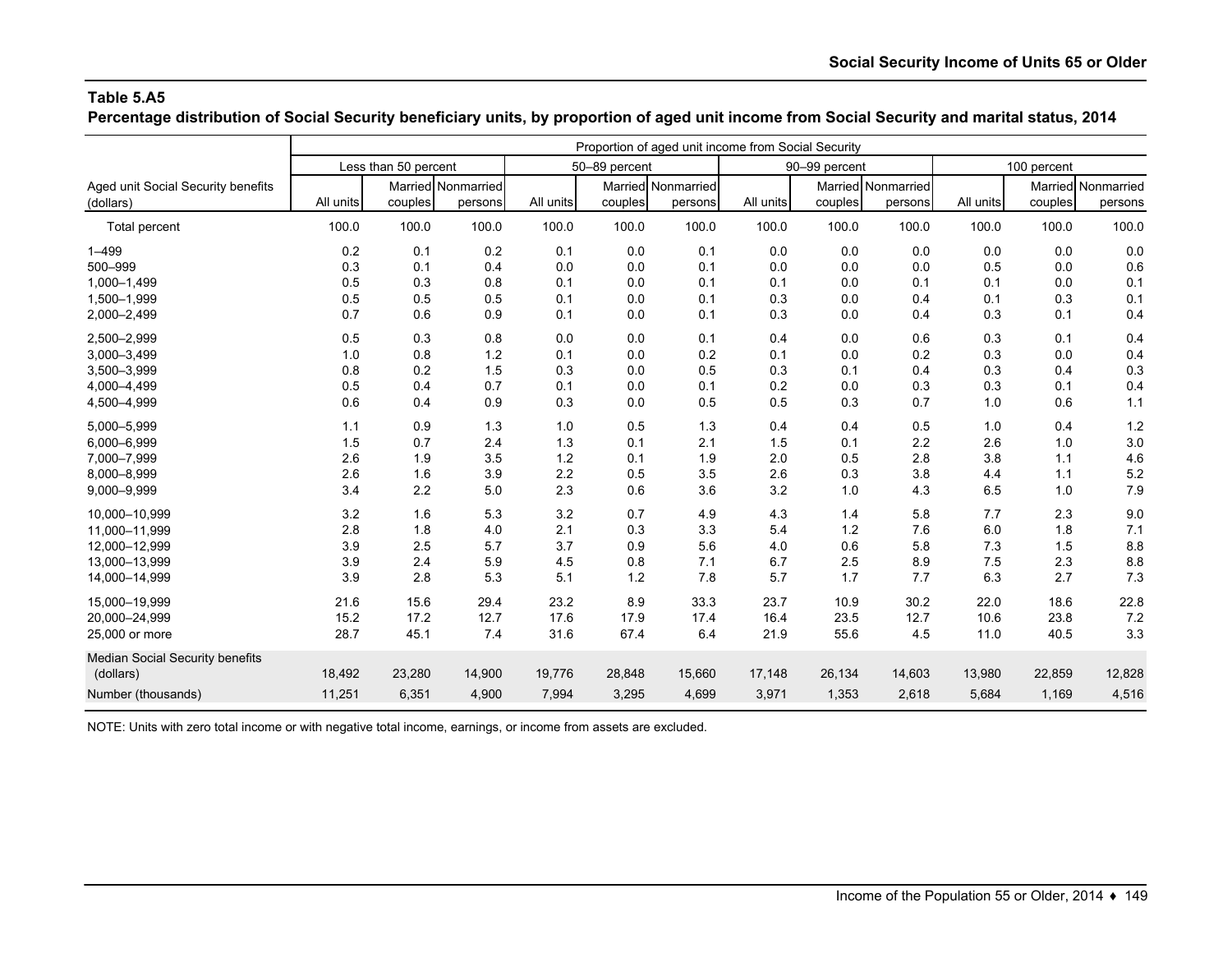**Table 5.A5**

**Percentage distribution of Social Security beneficiary units, by proportion of aged unit income from Social Security and marital status, 2014**

| Aged unit Social Security benefits (dollars) | Proportion of aged unit income from Social Security | | | | | | | | | | | |
|---|---|---|---|---|---|---|---|---|---|---|---|---|
| | Less than 50 percent | | | 50–89 percent | | | 90–99 percent | | | 100 percent | | |
| | All units | Married couples | Nonmarried persons | All units | Married couples | Nonmarried persons | All units | Married couples | Nonmarried persons | All units | Married couples | Nonmarried persons |
| Total percent | 100.0 | 100.0 | 100.0 | 100.0 | 100.0 | 100.0 | 100.0 | 100.0 | 100.0 | 100.0 | 100.0 | 100.0 |
| 1–499 | 0.2 | 0.1 | 0.2 | 0.1 | 0.0 | 0.1 | 0.0 | 0.0 | 0.0 | 0.0 | 0.0 | 0.0 |
| 500–999 | 0.3 | 0.1 | 0.4 | 0.0 | 0.0 | 0.1 | 0.0 | 0.0 | 0.0 | 0.5 | 0.0 | 0.6 |
| 1,000–1,499 | 0.5 | 0.3 | 0.8 | 0.1 | 0.0 | 0.1 | 0.1 | 0.0 | 0.1 | 0.1 | 0.0 | 0.1 |
| 1,500–1,999 | 0.5 | 0.5 | 0.5 | 0.1 | 0.0 | 0.1 | 0.3 | 0.0 | 0.4 | 0.1 | 0.3 | 0.1 |
| 2,000–2,499 | 0.7 | 0.6 | 0.9 | 0.1 | 0.0 | 0.1 | 0.3 | 0.0 | 0.4 | 0.3 | 0.1 | 0.4 |
| 2,500–2,999 | 0.5 | 0.3 | 0.8 | 0.0 | 0.0 | 0.1 | 0.4 | 0.0 | 0.6 | 0.3 | 0.1 | 0.4 |
| 3,000–3,499 | 1.0 | 0.8 | 1.2 | 0.1 | 0.0 | 0.2 | 0.1 | 0.0 | 0.2 | 0.3 | 0.0 | 0.4 |
| 3,500–3,999 | 0.8 | 0.2 | 1.5 | 0.3 | 0.0 | 0.5 | 0.3 | 0.1 | 0.4 | 0.3 | 0.4 | 0.3 |
| 4,000–4,499 | 0.5 | 0.4 | 0.7 | 0.1 | 0.0 | 0.1 | 0.2 | 0.0 | 0.3 | 0.3 | 0.1 | 0.4 |
| 4,500–4,999 | 0.6 | 0.4 | 0.9 | 0.3 | 0.0 | 0.5 | 0.5 | 0.3 | 0.7 | 1.0 | 0.6 | 1.1 |
| 5,000–5,999 | 1.1 | 0.9 | 1.3 | 1.0 | 0.5 | 1.3 | 0.4 | 0.4 | 0.5 | 1.0 | 0.4 | 1.2 |
| 6,000–6,999 | 1.5 | 0.7 | 2.4 | 1.3 | 0.1 | 2.1 | 1.5 | 0.1 | 2.2 | 2.6 | 1.0 | 3.0 |
| 7,000–7,999 | 2.6 | 1.9 | 3.5 | 1.2 | 0.1 | 1.9 | 2.0 | 0.5 | 2.8 | 3.8 | 1.1 | 4.6 |
| 8,000–8,999 | 2.6 | 1.6 | 3.9 | 2.2 | 0.5 | 3.5 | 2.6 | 0.3 | 3.8 | 4.4 | 1.1 | 5.2 |
| 9,000–9,999 | 3.4 | 2.2 | 5.0 | 2.3 | 0.6 | 3.6 | 3.2 | 1.0 | 4.3 | 6.5 | 1.0 | 7.9 |
| 10,000–10,999 | 3.2 | 1.6 | 5.3 | 3.2 | 0.7 | 4.9 | 4.3 | 1.4 | 5.8 | 7.7 | 2.3 | 9.0 |
| 11,000–11,999 | 2.8 | 1.8 | 4.0 | 2.1 | 0.3 | 3.3 | 5.4 | 1.2 | 7.6 | 6.0 | 1.8 | 7.1 |
| 12,000–12,999 | 3.9 | 2.5 | 5.7 | 3.7 | 0.9 | 5.6 | 4.0 | 0.6 | 5.8 | 7.3 | 1.5 | 8.8 |
| 13,000–13,999 | 3.9 | 2.4 | 5.9 | 4.5 | 0.8 | 7.1 | 6.7 | 2.5 | 8.9 | 7.5 | 2.3 | 8.8 |
| 14,000–14,999 | 3.9 | 2.8 | 5.3 | 5.1 | 1.2 | 7.8 | 5.7 | 1.7 | 7.7 | 6.3 | 2.7 | 7.3 |
| 15,000–19,999 | 21.6 | 15.6 | 29.4 | 23.2 | 8.9 | 33.3 | 23.7 | 10.9 | 30.2 | 22.0 | 18.6 | 22.8 |
| 20,000–24,999 | 15.2 | 17.2 | 12.7 | 17.6 | 17.9 | 17.4 | 16.4 | 23.5 | 12.7 | 10.6 | 23.8 | 7.2 |
| 25,000 or more | 28.7 | 45.1 | 7.4 | 31.6 | 67.4 | 6.4 | 21.9 | 55.6 | 4.5 | 11.0 | 40.5 | 3.3 |
| Median Social Security benefits (dollars) | 18,492 | 23,280 | 14,900 | 19,776 | 28,848 | 15,660 | 17,148 | 26,134 | 14,603 | 13,980 | 22,859 | 12,828 |
| Number (thousands) | 11,251 | 6,351 | 4,900 | 7,994 | 3,295 | 4,699 | 3,971 | 1,353 | 2,618 | 5,684 | 1,169 | 4,516 |

NOTE: Units with zero total income or with negative total income, earnings, or income from assets are excluded.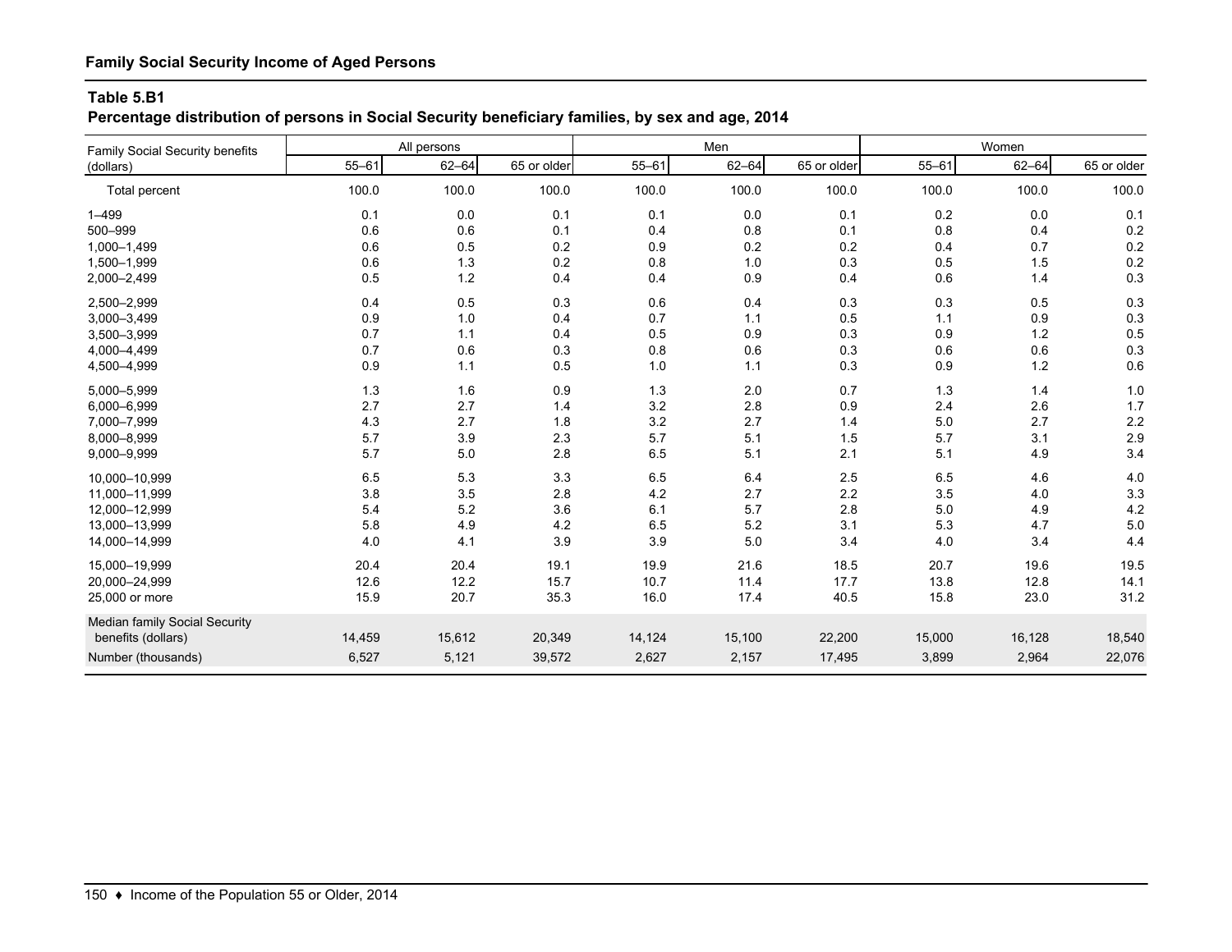## Family Social Security Income of Aged Persons

### Table 5.B1

**Percentage distribution of persons in Social Security beneficiary families, by sex and age, 2014**

| Family Social Security benefits (dollars) | All persons | | | Men | | | Women | | |
|---|---|---|---|---|---|---|---|---|---|
| | 55–61 | 62–64 | 65 or older | 55–61 | 62–64 | 65 or older | 55–61 | 62–64 | 65 or older |
| Total percent | 100.0 | 100.0 | 100.0 | 100.0 | 100.0 | 100.0 | 100.0 | 100.0 | 100.0 |
| 1–499 | 0.1 | 0.0 | 0.1 | 0.1 | 0.0 | 0.1 | 0.2 | 0.0 | 0.1 |
| 500–999 | 0.6 | 0.6 | 0.1 | 0.4 | 0.8 | 0.1 | 0.8 | 0.4 | 0.2 |
| 1,000–1,499 | 0.6 | 0.5 | 0.2 | 0.9 | 0.2 | 0.2 | 0.4 | 0.7 | 0.2 |
| 1,500–1,999 | 0.6 | 1.3 | 0.2 | 0.8 | 1.0 | 0.3 | 0.5 | 1.5 | 0.2 |
| 2,000–2,499 | 0.5 | 1.2 | 0.4 | 0.4 | 0.9 | 0.4 | 0.6 | 1.4 | 0.3 |
| 2,500–2,999 | 0.4 | 0.5 | 0.3 | 0.6 | 0.4 | 0.3 | 0.3 | 0.5 | 0.3 |
| 3,000–3,499 | 0.9 | 1.0 | 0.4 | 0.7 | 1.1 | 0.5 | 1.1 | 0.9 | 0.3 |
| 3,500–3,999 | 0.7 | 1.1 | 0.4 | 0.5 | 0.9 | 0.3 | 0.9 | 1.2 | 0.5 |
| 4,000–4,499 | 0.7 | 0.6 | 0.3 | 0.8 | 0.6 | 0.3 | 0.6 | 0.6 | 0.3 |
| 4,500–4,999 | 0.9 | 1.1 | 0.5 | 1.0 | 1.1 | 0.3 | 0.9 | 1.2 | 0.6 |
| 5,000–5,999 | 1.3 | 1.6 | 0.9 | 1.3 | 2.0 | 0.7 | 1.3 | 1.4 | 1.0 |
| 6,000–6,999 | 2.7 | 2.7 | 1.4 | 3.2 | 2.8 | 0.9 | 2.4 | 2.6 | 1.7 |
| 7,000–7,999 | 4.3 | 2.7 | 1.8 | 3.2 | 2.7 | 1.4 | 5.0 | 2.7 | 2.2 |
| 8,000–8,999 | 5.7 | 3.9 | 2.3 | 5.7 | 5.1 | 1.5 | 5.7 | 3.1 | 2.9 |
| 9,000–9,999 | 5.7 | 5.0 | 2.8 | 6.5 | 5.1 | 2.1 | 5.1 | 4.9 | 3.4 |
| 10,000–10,999 | 6.5 | 5.3 | 3.3 | 6.5 | 6.4 | 2.5 | 6.5 | 4.6 | 4.0 |
| 11,000–11,999 | 3.8 | 3.5 | 2.8 | 4.2 | 2.7 | 2.2 | 3.5 | 4.0 | 3.3 |
| 12,000–12,999 | 5.4 | 5.2 | 3.6 | 6.1 | 5.7 | 2.8 | 5.0 | 4.9 | 4.2 |
| 13,000–13,999 | 5.8 | 4.9 | 4.2 | 6.5 | 5.2 | 3.1 | 5.3 | 4.7 | 5.0 |
| 14,000–14,999 | 4.0 | 4.1 | 3.9 | 3.9 | 5.0 | 3.4 | 4.0 | 3.4 | 4.4 |
| 15,000–19,999 | 20.4 | 20.4 | 19.1 | 19.9 | 21.6 | 18.5 | 20.7 | 19.6 | 19.5 |
| 20,000–24,999 | 12.6 | 12.2 | 15.7 | 10.7 | 11.4 | 17.7 | 13.8 | 12.8 | 14.1 |
| 25,000 or more | 15.9 | 20.7 | 35.3 | 16.0 | 17.4 | 40.5 | 15.8 | 23.0 | 31.2 |
| Median family Social Security benefits (dollars) | 14,459 | 15,612 | 20,349 | 14,124 | 15,100 | 22,200 | 15,000 | 16,128 | 18,540 |
| Number (thousands) | 6,527 | 5,121 | 39,572 | 2,627 | 2,157 | 17,495 | 3,899 | 2,964 | 22,076 |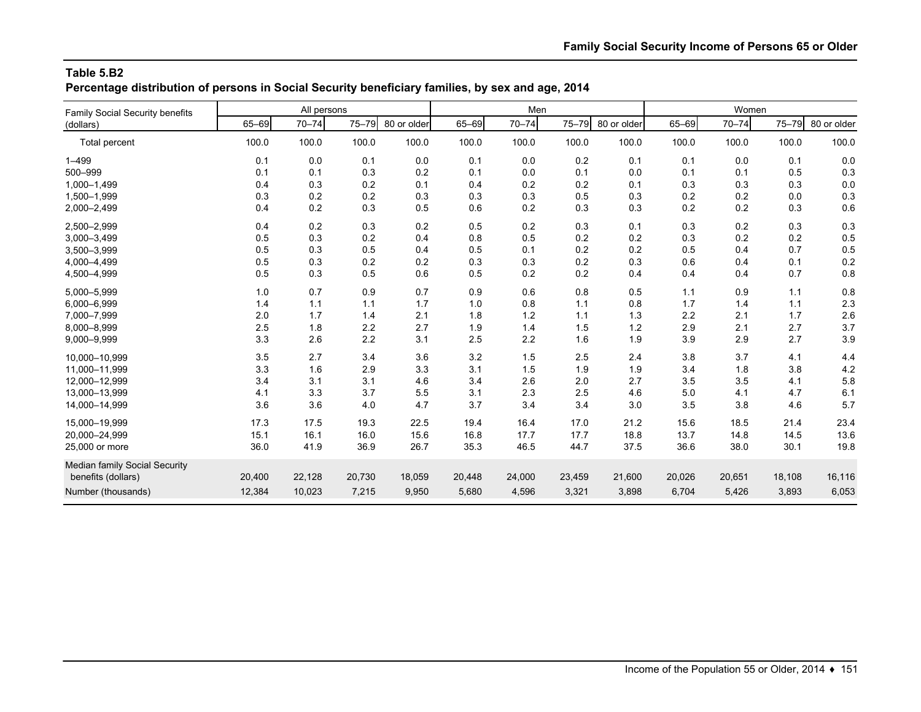**Table 5.B2**
**Percentage distribution of persons in Social Security beneficiary families, by sex and age, 2014**

| Family Social Security benefits (dollars) | All persons | | | | Men | | | | Women | | | |
|---|---|---|---|---|---|---|---|---|---|---|---|---|
| | 65–69 | 70–74 | 75–79 | 80 or older | 65–69 | 70–74 | 75–79 | 80 or older | 65–69 | 70–74 | 75–79 | 80 or older |
| Total percent | 100.0 | 100.0 | 100.0 | 100.0 | 100.0 | 100.0 | 100.0 | 100.0 | 100.0 | 100.0 | 100.0 | 100.0 |
| 1–499 | 0.1 | 0.0 | 0.1 | 0.0 | 0.1 | 0.0 | 0.2 | 0.1 | 0.1 | 0.0 | 0.1 | 0.0 |
| 500–999 | 0.1 | 0.1 | 0.3 | 0.2 | 0.1 | 0.0 | 0.1 | 0.0 | 0.1 | 0.1 | 0.5 | 0.3 |
| 1,000–1,499 | 0.4 | 0.3 | 0.2 | 0.1 | 0.4 | 0.2 | 0.2 | 0.1 | 0.3 | 0.3 | 0.3 | 0.0 |
| 1,500–1,999 | 0.3 | 0.2 | 0.2 | 0.3 | 0.3 | 0.3 | 0.5 | 0.3 | 0.2 | 0.2 | 0.0 | 0.3 |
| 2,000–2,499 | 0.4 | 0.2 | 0.3 | 0.5 | 0.6 | 0.2 | 0.3 | 0.3 | 0.2 | 0.2 | 0.3 | 0.6 |
| 2,500–2,999 | 0.4 | 0.2 | 0.3 | 0.2 | 0.5 | 0.2 | 0.3 | 0.1 | 0.3 | 0.2 | 0.3 | 0.3 |
| 3,000–3,499 | 0.5 | 0.3 | 0.2 | 0.4 | 0.8 | 0.5 | 0.2 | 0.2 | 0.3 | 0.2 | 0.2 | 0.5 |
| 3,500–3,999 | 0.5 | 0.3 | 0.5 | 0.4 | 0.5 | 0.1 | 0.2 | 0.2 | 0.5 | 0.4 | 0.7 | 0.5 |
| 4,000–4,499 | 0.5 | 0.3 | 0.2 | 0.2 | 0.3 | 0.3 | 0.2 | 0.3 | 0.6 | 0.4 | 0.1 | 0.2 |
| 4,500–4,999 | 0.5 | 0.3 | 0.5 | 0.6 | 0.5 | 0.2 | 0.2 | 0.4 | 0.4 | 0.4 | 0.7 | 0.8 |
| 5,000–5,999 | 1.0 | 0.7 | 0.9 | 0.7 | 0.9 | 0.6 | 0.8 | 0.5 | 1.1 | 0.9 | 1.1 | 0.8 |
| 6,000–6,999 | 1.4 | 1.1 | 1.1 | 1.7 | 1.0 | 0.8 | 1.1 | 0.8 | 1.7 | 1.4 | 1.1 | 2.3 |
| 7,000–7,999 | 2.0 | 1.7 | 1.4 | 2.1 | 1.8 | 1.2 | 1.1 | 1.3 | 2.2 | 2.1 | 1.7 | 2.6 |
| 8,000–8,999 | 2.5 | 1.8 | 2.2 | 2.7 | 1.9 | 1.4 | 1.5 | 1.2 | 2.9 | 2.1 | 2.7 | 3.7 |
| 9,000–9,999 | 3.3 | 2.6 | 2.2 | 3.1 | 2.5 | 2.2 | 1.6 | 1.9 | 3.9 | 2.9 | 2.7 | 3.9 |
| 10,000–10,999 | 3.5 | 2.7 | 3.4 | 3.6 | 3.2 | 1.5 | 2.5 | 2.4 | 3.8 | 3.7 | 4.1 | 4.4 |
| 11,000–11,999 | 3.3 | 1.6 | 2.9 | 3.3 | 3.1 | 1.5 | 1.9 | 1.9 | 3.4 | 1.8 | 3.8 | 4.2 |
| 12,000–12,999 | 3.4 | 3.1 | 3.1 | 4.6 | 3.4 | 2.6 | 2.0 | 2.7 | 3.5 | 3.5 | 4.1 | 5.8 |
| 13,000–13,999 | 4.1 | 3.3 | 3.7 | 5.5 | 3.1 | 2.3 | 2.5 | 4.6 | 5.0 | 4.1 | 4.7 | 6.1 |
| 14,000–14,999 | 3.6 | 3.6 | 4.0 | 4.7 | 3.7 | 3.4 | 3.4 | 3.0 | 3.5 | 3.8 | 4.6 | 5.7 |
| 15,000–19,999 | 17.3 | 17.5 | 19.3 | 22.5 | 19.4 | 16.4 | 17.0 | 21.2 | 15.6 | 18.5 | 21.4 | 23.4 |
| 20,000–24,999 | 15.1 | 16.1 | 16.0 | 15.6 | 16.8 | 17.7 | 17.7 | 18.8 | 13.7 | 14.8 | 14.5 | 13.6 |
| 25,000 or more | 36.0 | 41.9 | 36.9 | 26.7 | 35.3 | 46.5 | 44.7 | 37.5 | 36.6 | 38.0 | 30.1 | 19.8 |
| Median family Social Security benefits (dollars) | 20,400 | 22,128 | 20,730 | 18,059 | 20,448 | 24,000 | 23,459 | 21,600 | 20,026 | 20,651 | 18,108 | 16,116 |
| Number (thousands) | 12,384 | 10,023 | 7,215 | 9,950 | 5,680 | 4,596 | 3,321 | 3,898 | 6,704 | 5,426 | 3,893 | 6,053 |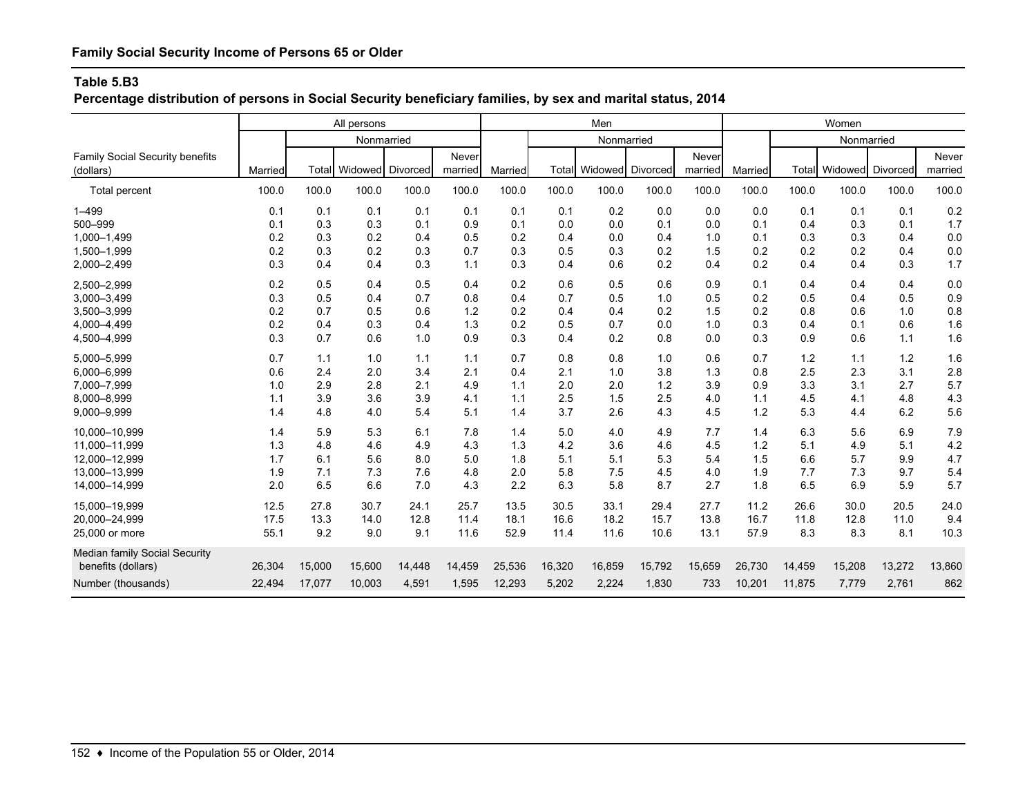**Family Social Security Income of Persons 65 or Older**

**Table 5.B3**

**Percentage distribution of persons in Social Security beneficiary families, by sex and marital status, 2014**

| Family Social Security benefits (dollars) | All persons | | | | | Men | | | | | Women | | | | |
|---|---|---|---|---|---|---|---|---|---|---|---|---|---|---|---|
| | | Nonmarried | | | | | Nonmarried | | | | | Nonmarried | | | |
| | Married | Total | Widowed | Divorced | Never married | Married | Total | Widowed | Divorced | Never married | Married | Total | Widowed | Divorced | Never married |
| Total percent | 100.0 | 100.0 | 100.0 | 100.0 | 100.0 | 100.0 | 100.0 | 100.0 | 100.0 | 100.0 | 100.0 | 100.0 | 100.0 | 100.0 | 100.0 |
| 1–499 | 0.1 | 0.1 | 0.1 | 0.1 | 0.1 | 0.1 | 0.1 | 0.2 | 0.0 | 0.0 | 0.0 | 0.1 | 0.1 | 0.1 | 0.2 |
| 500–999 | 0.1 | 0.3 | 0.3 | 0.1 | 0.9 | 0.1 | 0.0 | 0.0 | 0.1 | 0.0 | 0.1 | 0.4 | 0.3 | 0.1 | 1.7 |
| 1,000–1,499 | 0.2 | 0.3 | 0.2 | 0.4 | 0.5 | 0.2 | 0.4 | 0.0 | 0.4 | 1.0 | 0.1 | 0.3 | 0.3 | 0.4 | 0.0 |
| 1,500–1,999 | 0.2 | 0.3 | 0.2 | 0.3 | 0.7 | 0.3 | 0.5 | 0.3 | 0.2 | 1.5 | 0.2 | 0.2 | 0.2 | 0.4 | 0.0 |
| 2,000–2,499 | 0.3 | 0.4 | 0.4 | 0.3 | 1.1 | 0.3 | 0.4 | 0.6 | 0.2 | 0.4 | 0.2 | 0.4 | 0.4 | 0.3 | 1.7 |
| 2,500–2,999 | 0.2 | 0.5 | 0.4 | 0.5 | 0.4 | 0.2 | 0.6 | 0.5 | 0.6 | 0.9 | 0.1 | 0.4 | 0.4 | 0.4 | 0.0 |
| 3,000–3,499 | 0.3 | 0.5 | 0.4 | 0.7 | 0.8 | 0.4 | 0.7 | 0.5 | 1.0 | 0.5 | 0.2 | 0.5 | 0.4 | 0.5 | 0.9 |
| 3,500–3,999 | 0.2 | 0.7 | 0.5 | 0.6 | 1.2 | 0.2 | 0.4 | 0.4 | 0.2 | 1.5 | 0.2 | 0.8 | 0.6 | 1.0 | 0.8 |
| 4,000–4,499 | 0.2 | 0.4 | 0.3 | 0.4 | 1.3 | 0.2 | 0.5 | 0.7 | 0.0 | 1.0 | 0.3 | 0.4 | 0.1 | 0.6 | 1.6 |
| 4,500–4,999 | 0.3 | 0.7 | 0.6 | 1.0 | 0.9 | 0.3 | 0.4 | 0.2 | 0.8 | 0.0 | 0.3 | 0.9 | 0.6 | 1.1 | 1.6 |
| 5,000–5,999 | 0.7 | 1.1 | 1.0 | 1.1 | 1.1 | 0.7 | 0.8 | 0.8 | 1.0 | 0.6 | 0.7 | 1.2 | 1.1 | 1.2 | 1.6 |
| 6,000–6,999 | 0.6 | 2.4 | 2.0 | 3.4 | 2.1 | 0.4 | 2.1 | 1.0 | 3.8 | 1.3 | 0.8 | 2.5 | 2.3 | 3.1 | 2.8 |
| 7,000–7,999 | 1.0 | 2.9 | 2.8 | 2.1 | 4.9 | 1.1 | 2.0 | 2.0 | 1.2 | 3.9 | 0.9 | 3.3 | 3.1 | 2.7 | 5.7 |
| 8,000–8,999 | 1.1 | 3.9 | 3.6 | 3.9 | 4.1 | 1.1 | 2.5 | 1.5 | 2.5 | 4.0 | 1.1 | 4.5 | 4.1 | 4.8 | 4.3 |
| 9,000–9,999 | 1.4 | 4.8 | 4.0 | 5.4 | 5.1 | 1.4 | 3.7 | 2.6 | 4.3 | 4.5 | 1.2 | 5.3 | 4.4 | 6.2 | 5.6 |
| 10,000–10,999 | 1.4 | 5.9 | 5.3 | 6.1 | 7.8 | 1.4 | 5.0 | 4.0 | 4.9 | 7.7 | 1.4 | 6.3 | 5.6 | 6.9 | 7.9 |
| 11,000–11,999 | 1.3 | 4.8 | 4.6 | 4.9 | 4.3 | 1.3 | 4.2 | 3.6 | 4.6 | 4.5 | 1.2 | 5.1 | 4.9 | 5.1 | 4.2 |
| 12,000–12,999 | 1.7 | 6.1 | 5.6 | 8.0 | 5.0 | 1.8 | 5.1 | 5.1 | 5.3 | 5.4 | 1.5 | 6.6 | 5.7 | 9.9 | 4.7 |
| 13,000–13,999 | 1.9 | 7.1 | 7.3 | 7.6 | 4.8 | 2.0 | 5.8 | 7.5 | 4.5 | 4.0 | 1.9 | 7.7 | 7.3 | 9.7 | 5.4 |
| 14,000–14,999 | 2.0 | 6.5 | 6.6 | 7.0 | 4.3 | 2.2 | 6.3 | 5.8 | 8.7 | 2.7 | 1.8 | 6.5 | 6.9 | 5.9 | 5.7 |
| 15,000–19,999 | 12.5 | 27.8 | 30.7 | 24.1 | 25.7 | 13.5 | 30.5 | 33.1 | 29.4 | 27.7 | 11.2 | 26.6 | 30.0 | 20.5 | 24.0 |
| 20,000–24,999 | 17.5 | 13.3 | 14.0 | 12.8 | 11.4 | 18.1 | 16.6 | 18.2 | 15.7 | 13.8 | 16.7 | 11.8 | 12.8 | 11.0 | 9.4 |
| 25,000 or more | 55.1 | 9.2 | 9.0 | 9.1 | 11.6 | 52.9 | 11.4 | 11.6 | 10.6 | 13.1 | 57.9 | 8.3 | 8.3 | 8.1 | 10.3 |
| Median family Social Security benefits (dollars) | 26,304 | 15,000 | 15,600 | 14,448 | 14,459 | 25,536 | 16,320 | 16,859 | 15,792 | 15,659 | 26,730 | 14,459 | 15,208 | 13,272 | 13,860 |
| Number (thousands) | 22,494 | 17,077 | 10,003 | 4,591 | 1,595 | 12,293 | 5,202 | 2,224 | 1,830 | 733 | 10,201 | 11,875 | 7,779 | 2,761 | 862 |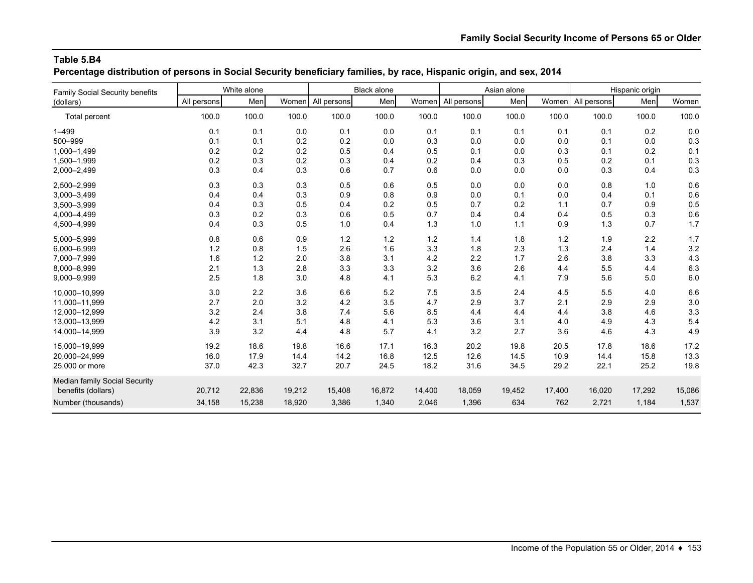## Table 5.B4

**Percentage distribution of persons in Social Security beneficiary families, by race, Hispanic origin, and sex, 2014**

| Family Social Security benefits (dollars) | White alone | | | Black alone | | | Asian alone | | | Hispanic origin | | |
|---|---|---|---|---|---|---|---|---|---|---|---|---|
| | All persons | Men | Women | All persons | Men | Women | All persons | Men | Women | All persons | Men | Women |
| Total percent | 100.0 | 100.0 | 100.0 | 100.0 | 100.0 | 100.0 | 100.0 | 100.0 | 100.0 | 100.0 | 100.0 | 100.0 |
| 1–499 | 0.1 | 0.1 | 0.0 | 0.1 | 0.0 | 0.1 | 0.1 | 0.1 | 0.1 | 0.1 | 0.2 | 0.0 |
| 500–999 | 0.1 | 0.1 | 0.2 | 0.2 | 0.0 | 0.3 | 0.0 | 0.0 | 0.0 | 0.1 | 0.0 | 0.3 |
| 1,000–1,499 | 0.2 | 0.2 | 0.2 | 0.5 | 0.4 | 0.5 | 0.1 | 0.0 | 0.3 | 0.1 | 0.2 | 0.1 |
| 1,500–1,999 | 0.2 | 0.3 | 0.2 | 0.3 | 0.4 | 0.2 | 0.4 | 0.3 | 0.5 | 0.2 | 0.1 | 0.3 |
| 2,000–2,499 | 0.3 | 0.4 | 0.3 | 0.6 | 0.7 | 0.6 | 0.0 | 0.0 | 0.0 | 0.3 | 0.4 | 0.3 |
| 2,500–2,999 | 0.3 | 0.3 | 0.3 | 0.5 | 0.6 | 0.5 | 0.0 | 0.0 | 0.0 | 0.8 | 1.0 | 0.6 |
| 3,000–3,499 | 0.4 | 0.4 | 0.3 | 0.9 | 0.8 | 0.9 | 0.0 | 0.1 | 0.0 | 0.4 | 0.1 | 0.6 |
| 3,500–3,999 | 0.4 | 0.3 | 0.5 | 0.4 | 0.2 | 0.5 | 0.7 | 0.2 | 1.1 | 0.7 | 0.9 | 0.5 |
| 4,000–4,499 | 0.3 | 0.2 | 0.3 | 0.6 | 0.5 | 0.7 | 0.4 | 0.4 | 0.4 | 0.5 | 0.3 | 0.6 |
| 4,500–4,999 | 0.4 | 0.3 | 0.5 | 1.0 | 0.4 | 1.3 | 1.0 | 1.1 | 0.9 | 1.3 | 0.7 | 1.7 |
| 5,000–5,999 | 0.8 | 0.6 | 0.9 | 1.2 | 1.2 | 1.2 | 1.4 | 1.8 | 1.2 | 1.9 | 2.2 | 1.7 |
| 6,000–6,999 | 1.2 | 0.8 | 1.5 | 2.6 | 1.6 | 3.3 | 1.8 | 2.3 | 1.3 | 2.4 | 1.4 | 3.2 |
| 7,000–7,999 | 1.6 | 1.2 | 2.0 | 3.8 | 3.1 | 4.2 | 2.2 | 1.7 | 2.6 | 3.8 | 3.3 | 4.3 |
| 8,000–8,999 | 2.1 | 1.3 | 2.8 | 3.3 | 3.3 | 3.2 | 3.6 | 2.6 | 4.4 | 5.5 | 4.4 | 6.3 |
| 9,000–9,999 | 2.5 | 1.8 | 3.0 | 4.8 | 4.1 | 5.3 | 6.2 | 4.1 | 7.9 | 5.6 | 5.0 | 6.0 |
| 10,000–10,999 | 3.0 | 2.2 | 3.6 | 6.6 | 5.2 | 7.5 | 3.5 | 2.4 | 4.5 | 5.5 | 4.0 | 6.6 |
| 11,000–11,999 | 2.7 | 2.0 | 3.2 | 4.2 | 3.5 | 4.7 | 2.9 | 3.7 | 2.1 | 2.9 | 2.9 | 3.0 |
| 12,000–12,999 | 3.2 | 2.4 | 3.8 | 7.4 | 5.6 | 8.5 | 4.4 | 4.4 | 4.4 | 3.8 | 4.6 | 3.3 |
| 13,000–13,999 | 4.2 | 3.1 | 5.1 | 4.8 | 4.1 | 5.3 | 3.6 | 3.1 | 4.0 | 4.9 | 4.3 | 5.4 |
| 14,000–14,999 | 3.9 | 3.2 | 4.4 | 4.8 | 5.7 | 4.1 | 3.2 | 2.7 | 3.6 | 4.6 | 4.3 | 4.9 |
| 15,000–19,999 | 19.2 | 18.6 | 19.8 | 16.6 | 17.1 | 16.3 | 20.2 | 19.8 | 20.5 | 17.8 | 18.6 | 17.2 |
| 20,000–24,999 | 16.0 | 17.9 | 14.4 | 14.2 | 16.8 | 12.5 | 12.6 | 14.5 | 10.9 | 14.4 | 15.8 | 13.3 |
| 25,000 or more | 37.0 | 42.3 | 32.7 | 20.7 | 24.5 | 18.2 | 31.6 | 34.5 | 29.2 | 22.1 | 25.2 | 19.8 |
| Median family Social Security benefits (dollars) | 20,712 | 22,836 | 19,212 | 15,408 | 16,872 | 14,400 | 18,059 | 19,452 | 17,400 | 16,020 | 17,292 | 15,086 |
| Number (thousands) | 34,158 | 15,238 | 18,920 | 3,386 | 1,340 | 2,046 | 1,396 | 634 | 762 | 2,721 | 1,184 | 1,537 |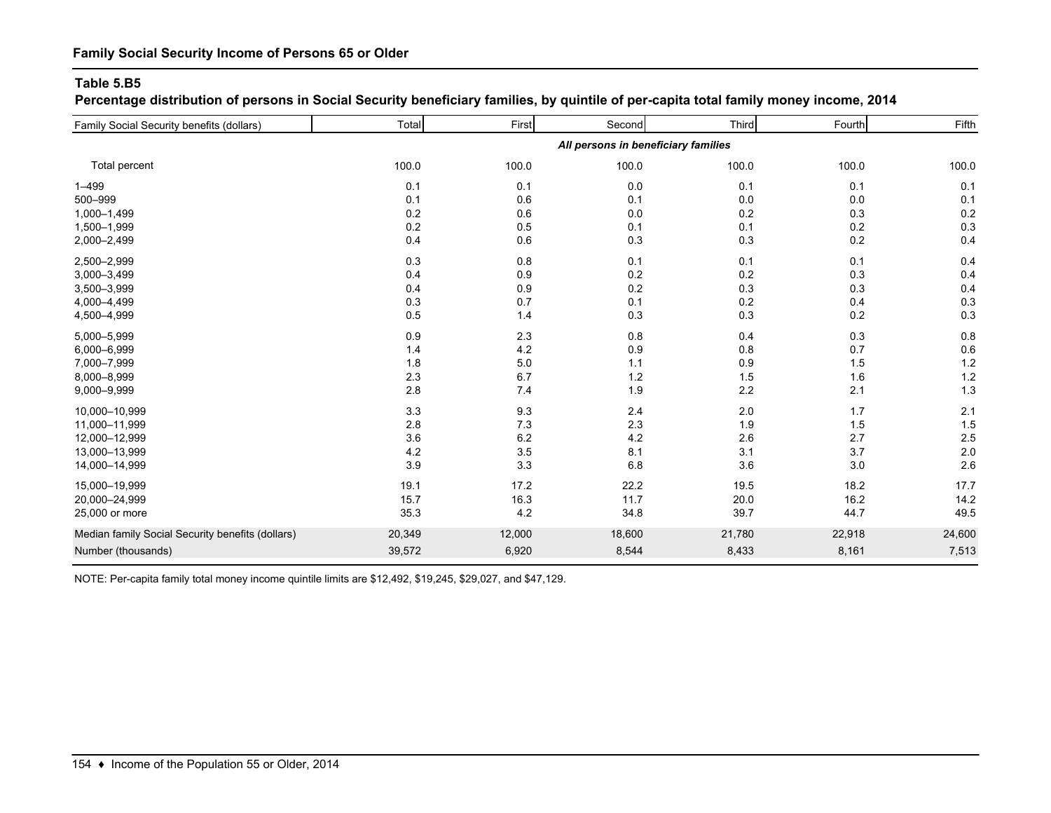## Family Social Security Income of Persons 65 or Older

### Table 5.B5

**Percentage distribution of persons in Social Security beneficiary families, by quintile of per-capita total family money income, 2014**

| Family Social Security benefits (dollars) | Total | First | Second | Third | Fourth | Fifth |
|---|---|---|---|---|---|---|
| | | | ***All persons in beneficiary families*** | | | |
| Total percent | 100.0 | 100.0 | 100.0 | 100.0 | 100.0 | 100.0 |
| 1–499 | 0.1 | 0.1 | 0.0 | 0.1 | 0.1 | 0.1 |
| 500–999 | 0.1 | 0.6 | 0.1 | 0.0 | 0.0 | 0.1 |
| 1,000–1,499 | 0.2 | 0.6 | 0.0 | 0.2 | 0.3 | 0.2 |
| 1,500–1,999 | 0.2 | 0.5 | 0.1 | 0.1 | 0.2 | 0.3 |
| 2,000–2,499 | 0.4 | 0.6 | 0.3 | 0.3 | 0.2 | 0.4 |
| 2,500–2,999 | 0.3 | 0.8 | 0.1 | 0.1 | 0.1 | 0.4 |
| 3,000–3,499 | 0.4 | 0.9 | 0.2 | 0.2 | 0.3 | 0.4 |
| 3,500–3,999 | 0.4 | 0.9 | 0.2 | 0.3 | 0.3 | 0.4 |
| 4,000–4,499 | 0.3 | 0.7 | 0.1 | 0.2 | 0.4 | 0.3 |
| 4,500–4,999 | 0.5 | 1.4 | 0.3 | 0.3 | 0.2 | 0.3 |
| 5,000–5,999 | 0.9 | 2.3 | 0.8 | 0.4 | 0.3 | 0.8 |
| 6,000–6,999 | 1.4 | 4.2 | 0.9 | 0.8 | 0.7 | 0.6 |
| 7,000–7,999 | 1.8 | 5.0 | 1.1 | 0.9 | 1.5 | 1.2 |
| 8,000–8,999 | 2.3 | 6.7 | 1.2 | 1.5 | 1.6 | 1.2 |
| 9,000–9,999 | 2.8 | 7.4 | 1.9 | 2.2 | 2.1 | 1.3 |
| 10,000–10,999 | 3.3 | 9.3 | 2.4 | 2.0 | 1.7 | 2.1 |
| 11,000–11,999 | 2.8 | 7.3 | 2.3 | 1.9 | 1.5 | 1.5 |
| 12,000–12,999 | 3.6 | 6.2 | 4.2 | 2.6 | 2.7 | 2.5 |
| 13,000–13,999 | 4.2 | 3.5 | 8.1 | 3.1 | 3.7 | 2.0 |
| 14,000–14,999 | 3.9 | 3.3 | 6.8 | 3.6 | 3.0 | 2.6 |
| 15,000–19,999 | 19.1 | 17.2 | 22.2 | 19.5 | 18.2 | 17.7 |
| 20,000–24,999 | 15.7 | 16.3 | 11.7 | 20.0 | 16.2 | 14.2 |
| 25,000 or more | 35.3 | 4.2 | 34.8 | 39.7 | 44.7 | 49.5 |
| Median family Social Security benefits (dollars) | 20,349 | 12,000 | 18,600 | 21,780 | 22,918 | 24,600 |
| Number (thousands) | 39,572 | 6,920 | 8,544 | 8,433 | 8,161 | 7,513 |

NOTE: Per-capita family total money income quintile limits are $12,492, $19,245, $29,027, and $47,129.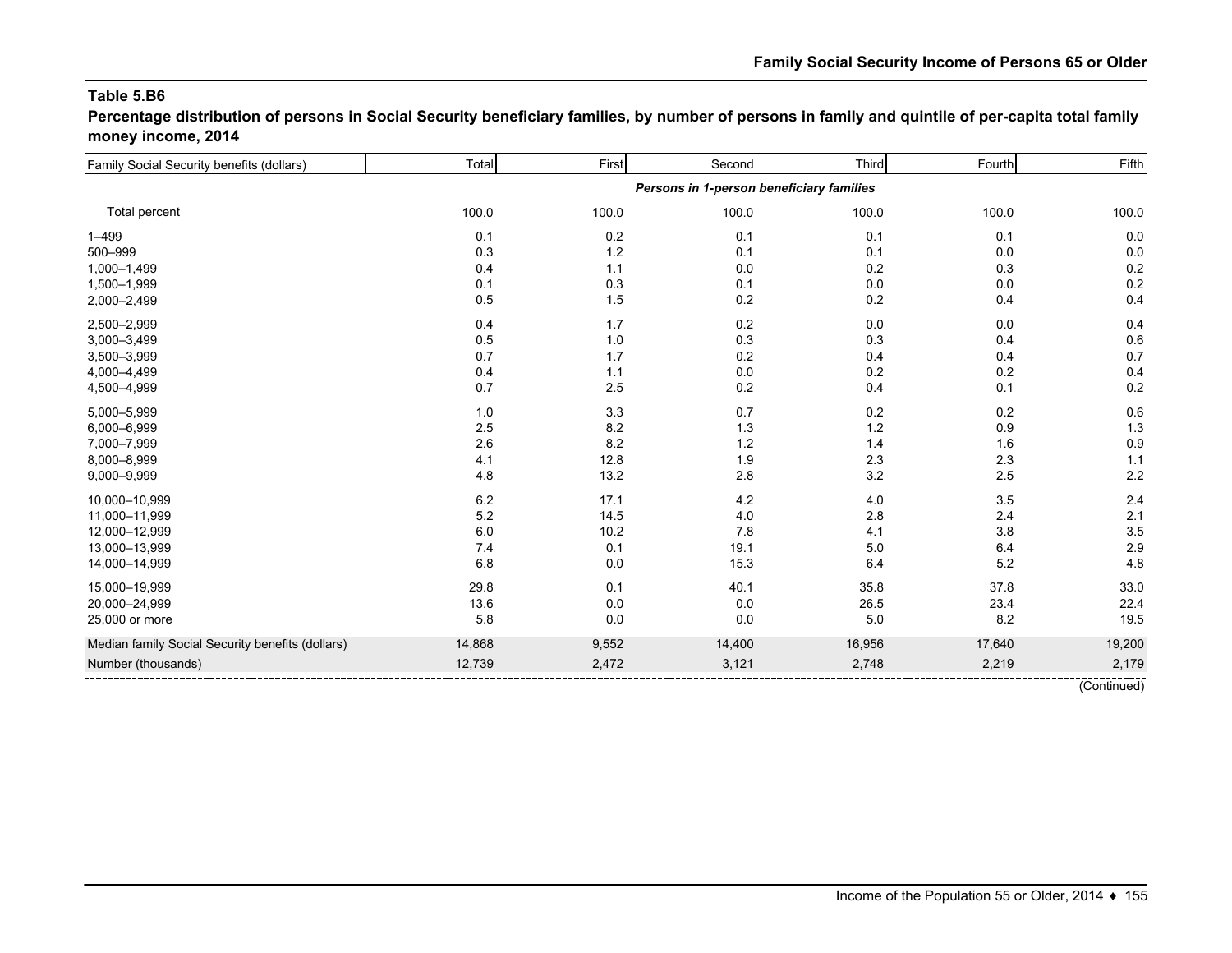## Table 5.B6

**Percentage distribution of persons in Social Security beneficiary families, by number of persons in family and quintile of per-capita total family money income, 2014**

| Family Social Security benefits (dollars) | Total | First | Second | Third | Fourth | Fifth |
|---|---|---|---|---|---|---|
| | *Persons in 1-person beneficiary families* | | | | | |
| Total percent | 100.0 | 100.0 | 100.0 | 100.0 | 100.0 | 100.0 |
| 1–499 | 0.1 | 0.2 | 0.1 | 0.1 | 0.1 | 0.0 |
| 500–999 | 0.3 | 1.2 | 0.1 | 0.1 | 0.0 | 0.0 |
| 1,000–1,499 | 0.4 | 1.1 | 0.0 | 0.2 | 0.3 | 0.2 |
| 1,500–1,999 | 0.1 | 0.3 | 0.1 | 0.0 | 0.0 | 0.2 |
| 2,000–2,499 | 0.5 | 1.5 | 0.2 | 0.2 | 0.4 | 0.4 |
| 2,500–2,999 | 0.4 | 1.7 | 0.2 | 0.0 | 0.0 | 0.4 |
| 3,000–3,499 | 0.5 | 1.0 | 0.3 | 0.3 | 0.4 | 0.6 |
| 3,500–3,999 | 0.7 | 1.7 | 0.2 | 0.4 | 0.4 | 0.7 |
| 4,000–4,499 | 0.4 | 1.1 | 0.0 | 0.2 | 0.2 | 0.4 |
| 4,500–4,999 | 0.7 | 2.5 | 0.2 | 0.4 | 0.1 | 0.2 |
| 5,000–5,999 | 1.0 | 3.3 | 0.7 | 0.2 | 0.2 | 0.6 |
| 6,000–6,999 | 2.5 | 8.2 | 1.3 | 1.2 | 0.9 | 1.3 |
| 7,000–7,999 | 2.6 | 8.2 | 1.2 | 1.4 | 1.6 | 0.9 |
| 8,000–8,999 | 4.1 | 12.8 | 1.9 | 2.3 | 2.3 | 1.1 |
| 9,000–9,999 | 4.8 | 13.2 | 2.8 | 3.2 | 2.5 | 2.2 |
| 10,000–10,999 | 6.2 | 17.1 | 4.2 | 4.0 | 3.5 | 2.4 |
| 11,000–11,999 | 5.2 | 14.5 | 4.0 | 2.8 | 2.4 | 2.1 |
| 12,000–12,999 | 6.0 | 10.2 | 7.8 | 4.1 | 3.8 | 3.5 |
| 13,000–13,999 | 7.4 | 0.1 | 19.1 | 5.0 | 6.4 | 2.9 |
| 14,000–14,999 | 6.8 | 0.0 | 15.3 | 6.4 | 5.2 | 4.8 |
| 15,000–19,999 | 29.8 | 0.1 | 40.1 | 35.8 | 37.8 | 33.0 |
| 20,000–24,999 | 13.6 | 0.0 | 0.0 | 26.5 | 23.4 | 22.4 |
| 25,000 or more | 5.8 | 0.0 | 0.0 | 5.0 | 8.2 | 19.5 |
| Median family Social Security benefits (dollars) | 14,868 | 9,552 | 14,400 | 16,956 | 17,640 | 19,200 |
| Number (thousands) | 12,739 | 2,472 | 3,121 | 2,748 | 2,219 | 2,179 |

(Continued)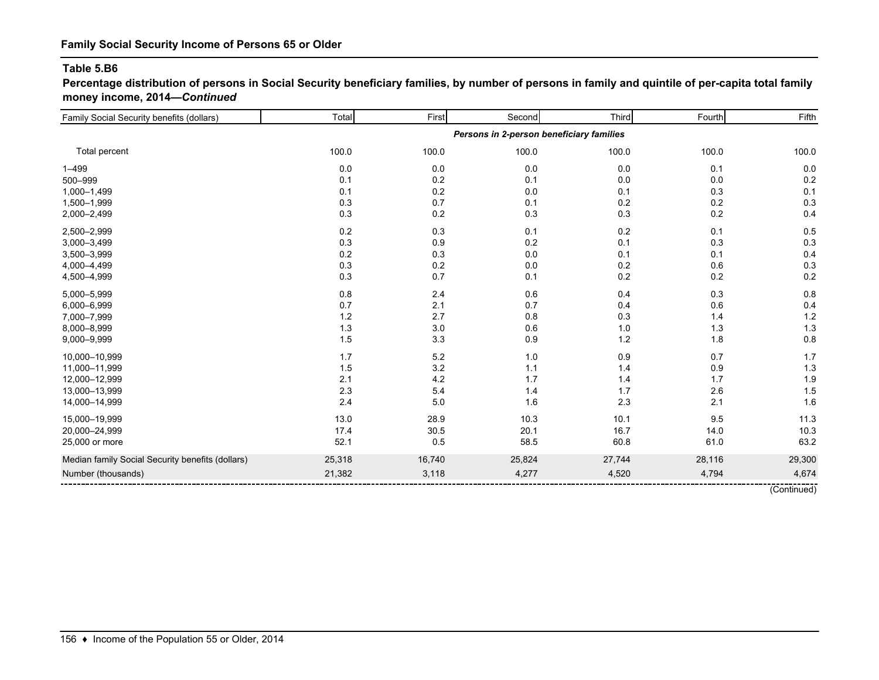**Family Social Security Income of Persons 65 or Older**

**Table 5.B6**

**Percentage distribution of persons in Social Security beneficiary families, by number of persons in family and quintile of per-capita total family money income, 2014—*Continued***

| Family Social Security benefits (dollars) | Total | First | Second | Third | Fourth | Fifth |
|---|---|---|---|---|---|---|
| | | | ***Persons in 2-person beneficiary families*** | | | |
| Total percent | 100.0 | 100.0 | 100.0 | 100.0 | 100.0 | 100.0 |
| 1–499 | 0.0 | 0.0 | 0.0 | 0.0 | 0.1 | 0.0 |
| 500–999 | 0.1 | 0.2 | 0.1 | 0.0 | 0.0 | 0.2 |
| 1,000–1,499 | 0.1 | 0.2 | 0.0 | 0.1 | 0.3 | 0.1 |
| 1,500–1,999 | 0.3 | 0.7 | 0.1 | 0.2 | 0.2 | 0.3 |
| 2,000–2,499 | 0.3 | 0.2 | 0.3 | 0.3 | 0.2 | 0.4 |
| 2,500–2,999 | 0.2 | 0.3 | 0.1 | 0.2 | 0.1 | 0.5 |
| 3,000–3,499 | 0.3 | 0.9 | 0.2 | 0.1 | 0.3 | 0.3 |
| 3,500–3,999 | 0.2 | 0.3 | 0.0 | 0.1 | 0.1 | 0.4 |
| 4,000–4,499 | 0.3 | 0.2 | 0.0 | 0.2 | 0.6 | 0.3 |
| 4,500–4,999 | 0.3 | 0.7 | 0.1 | 0.2 | 0.2 | 0.2 |
| 5,000–5,999 | 0.8 | 2.4 | 0.6 | 0.4 | 0.3 | 0.8 |
| 6,000–6,999 | 0.7 | 2.1 | 0.7 | 0.4 | 0.6 | 0.4 |
| 7,000–7,999 | 1.2 | 2.7 | 0.8 | 0.3 | 1.4 | 1.2 |
| 8,000–8,999 | 1.3 | 3.0 | 0.6 | 1.0 | 1.3 | 1.3 |
| 9,000–9,999 | 1.5 | 3.3 | 0.9 | 1.2 | 1.8 | 0.8 |
| 10,000–10,999 | 1.7 | 5.2 | 1.0 | 0.9 | 0.7 | 1.7 |
| 11,000–11,999 | 1.5 | 3.2 | 1.1 | 1.4 | 0.9 | 1.3 |
| 12,000–12,999 | 2.1 | 4.2 | 1.7 | 1.4 | 1.7 | 1.9 |
| 13,000–13,999 | 2.3 | 5.4 | 1.4 | 1.7 | 2.6 | 1.5 |
| 14,000–14,999 | 2.4 | 5.0 | 1.6 | 2.3 | 2.1 | 1.6 |
| 15,000–19,999 | 13.0 | 28.9 | 10.3 | 10.1 | 9.5 | 11.3 |
| 20,000–24,999 | 17.4 | 30.5 | 20.1 | 16.7 | 14.0 | 10.3 |
| 25,000 or more | 52.1 | 0.5 | 58.5 | 60.8 | 61.0 | 63.2 |
| Median family Social Security benefits (dollars) | 25,318 | 16,740 | 25,824 | 27,744 | 28,116 | 29,300 |
| Number (thousands) | 21,382 | 3,118 | 4,277 | 4,520 | 4,794 | 4,674 |

(Continued)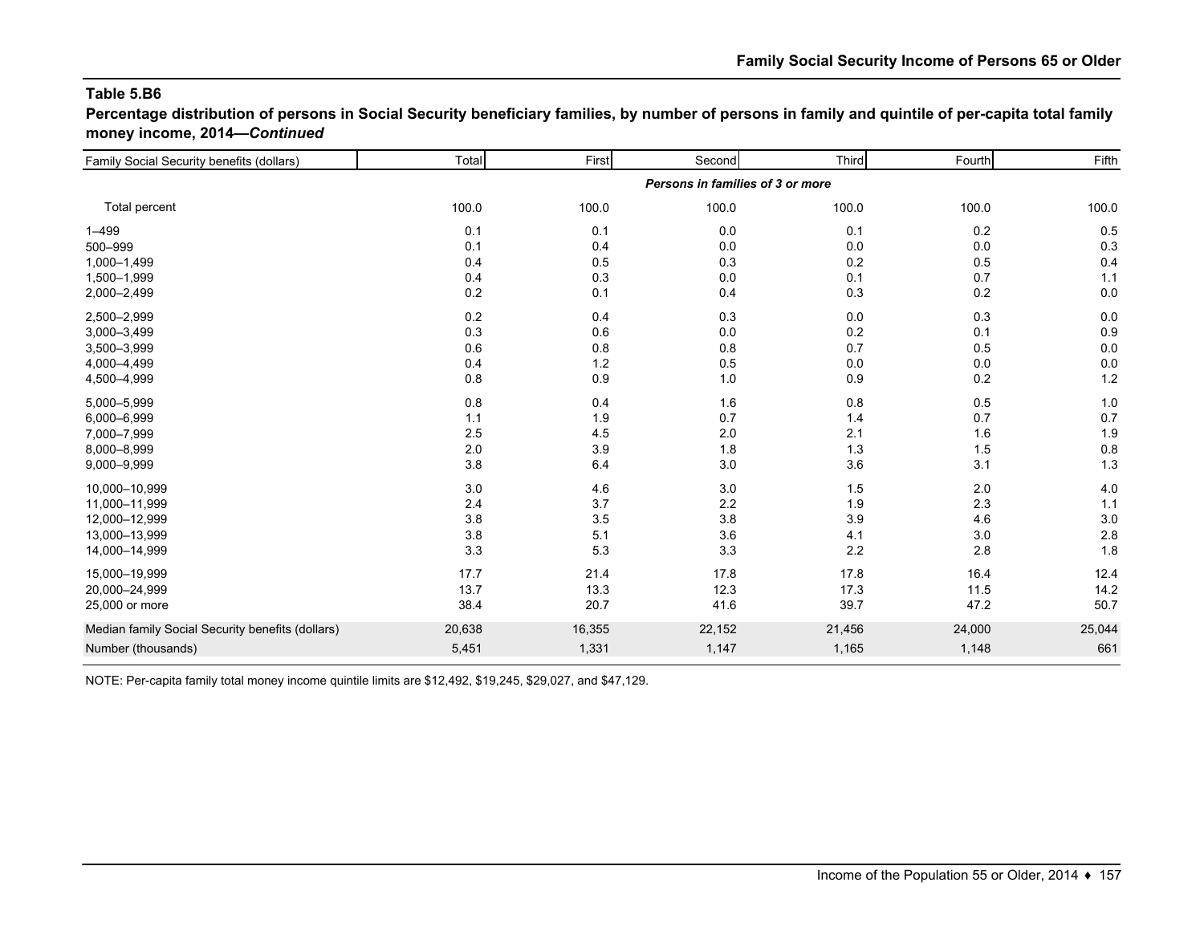## Table 5.B6

**Percentage distribution of persons in Social Security beneficiary families, by number of persons in family and quintile of per-capita total family money income, 2014—*Continued***

| Family Social Security benefits (dollars) | Total | First | Second | Third | Fourth | Fifth |
|---|---|---|---|---|---|---|
| | | | ***Persons in families of 3 or more*** | | | |
| Total percent | 100.0 | 100.0 | 100.0 | 100.0 | 100.0 | 100.0 |
| 1–499 | 0.1 | 0.1 | 0.0 | 0.1 | 0.2 | 0.5 |
| 500–999 | 0.1 | 0.4 | 0.0 | 0.0 | 0.0 | 0.3 |
| 1,000–1,499 | 0.4 | 0.5 | 0.3 | 0.2 | 0.5 | 0.4 |
| 1,500–1,999 | 0.4 | 0.3 | 0.0 | 0.1 | 0.7 | 1.1 |
| 2,000–2,499 | 0.2 | 0.1 | 0.4 | 0.3 | 0.2 | 0.0 |
| 2,500–2,999 | 0.2 | 0.4 | 0.3 | 0.0 | 0.3 | 0.0 |
| 3,000–3,499 | 0.3 | 0.6 | 0.0 | 0.2 | 0.1 | 0.9 |
| 3,500–3,999 | 0.6 | 0.8 | 0.8 | 0.7 | 0.5 | 0.0 |
| 4,000–4,499 | 0.4 | 1.2 | 0.5 | 0.0 | 0.0 | 0.0 |
| 4,500–4,999 | 0.8 | 0.9 | 1.0 | 0.9 | 0.2 | 1.2 |
| 5,000–5,999 | 0.8 | 0.4 | 1.6 | 0.8 | 0.5 | 1.0 |
| 6,000–6,999 | 1.1 | 1.9 | 0.7 | 1.4 | 0.7 | 0.7 |
| 7,000–7,999 | 2.5 | 4.5 | 2.0 | 2.1 | 1.6 | 1.9 |
| 8,000–8,999 | 2.0 | 3.9 | 1.8 | 1.3 | 1.5 | 0.8 |
| 9,000–9,999 | 3.8 | 6.4 | 3.0 | 3.6 | 3.1 | 1.3 |
| 10,000–10,999 | 3.0 | 4.6 | 3.0 | 1.5 | 2.0 | 4.0 |
| 11,000–11,999 | 2.4 | 3.7 | 2.2 | 1.9 | 2.3 | 1.1 |
| 12,000–12,999 | 3.8 | 3.5 | 3.8 | 3.9 | 4.6 | 3.0 |
| 13,000–13,999 | 3.8 | 5.1 | 3.6 | 4.1 | 3.0 | 2.8 |
| 14,000–14,999 | 3.3 | 5.3 | 3.3 | 2.2 | 2.8 | 1.8 |
| 15,000–19,999 | 17.7 | 21.4 | 17.8 | 17.8 | 16.4 | 12.4 |
| 20,000–24,999 | 13.7 | 13.3 | 12.3 | 17.3 | 11.5 | 14.2 |
| 25,000 or more | 38.4 | 20.7 | 41.6 | 39.7 | 47.2 | 50.7 |
| Median family Social Security benefits (dollars) | 20,638 | 16,355 | 22,152 | 21,456 | 24,000 | 25,044 |
| Number (thousands) | 5,451 | 1,331 | 1,147 | 1,165 | 1,148 | 661 |

NOTE: Per-capita family total money income quintile limits are $12,492, $19,245, $29,027, and $47,129.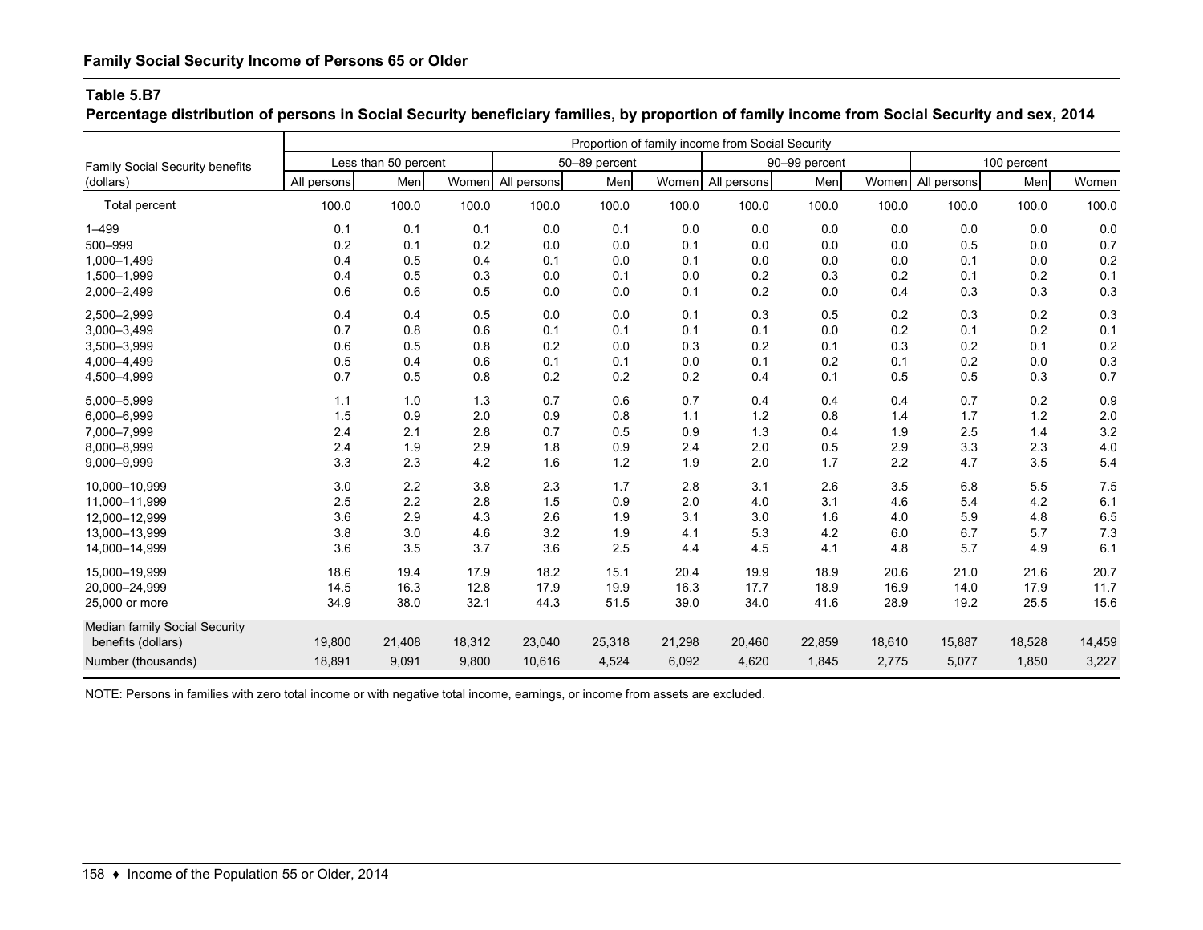## Family Social Security Income of Persons 65 or Older

### Table 5.B7

**Percentage distribution of persons in Social Security beneficiary families, by proportion of family income from Social Security and sex, 2014**

| Family Social Security benefits (dollars) | Proportion of family income from Social Security | | | | | | | | | | | |
|---|---|---|---|---|---|---|---|---|---|---|---|---|
| | Less than 50 percent | | | 50–89 percent | | | 90–99 percent | | | 100 percent | | |
| | All persons | Men | Women | All persons | Men | Women | All persons | Men | Women | All persons | Men | Women |
| Total percent | 100.0 | 100.0 | 100.0 | 100.0 | 100.0 | 100.0 | 100.0 | 100.0 | 100.0 | 100.0 | 100.0 | 100.0 |
| 1–499 | 0.1 | 0.1 | 0.1 | 0.0 | 0.1 | 0.0 | 0.0 | 0.0 | 0.0 | 0.0 | 0.0 | 0.0 |
| 500–999 | 0.2 | 0.1 | 0.2 | 0.0 | 0.0 | 0.1 | 0.0 | 0.0 | 0.0 | 0.5 | 0.0 | 0.7 |
| 1,000–1,499 | 0.4 | 0.5 | 0.4 | 0.1 | 0.0 | 0.1 | 0.0 | 0.0 | 0.0 | 0.1 | 0.0 | 0.2 |
| 1,500–1,999 | 0.4 | 0.5 | 0.3 | 0.0 | 0.1 | 0.0 | 0.2 | 0.3 | 0.2 | 0.1 | 0.2 | 0.1 |
| 2,000–2,499 | 0.6 | 0.6 | 0.5 | 0.0 | 0.0 | 0.1 | 0.2 | 0.0 | 0.4 | 0.3 | 0.3 | 0.3 |
| 2,500–2,999 | 0.4 | 0.4 | 0.5 | 0.0 | 0.0 | 0.1 | 0.3 | 0.5 | 0.2 | 0.3 | 0.2 | 0.3 |
| 3,000–3,499 | 0.7 | 0.8 | 0.6 | 0.1 | 0.1 | 0.1 | 0.1 | 0.0 | 0.2 | 0.1 | 0.2 | 0.1 |
| 3,500–3,999 | 0.6 | 0.5 | 0.8 | 0.2 | 0.0 | 0.3 | 0.2 | 0.1 | 0.3 | 0.2 | 0.1 | 0.2 |
| 4,000–4,499 | 0.5 | 0.4 | 0.6 | 0.1 | 0.1 | 0.0 | 0.1 | 0.2 | 0.1 | 0.2 | 0.0 | 0.3 |
| 4,500–4,999 | 0.7 | 0.5 | 0.8 | 0.2 | 0.2 | 0.2 | 0.4 | 0.1 | 0.5 | 0.5 | 0.3 | 0.7 |
| 5,000–5,999 | 1.1 | 1.0 | 1.3 | 0.7 | 0.6 | 0.7 | 0.4 | 0.4 | 0.4 | 0.7 | 0.2 | 0.9 |
| 6,000–6,999 | 1.5 | 0.9 | 2.0 | 0.9 | 0.8 | 1.1 | 1.2 | 0.8 | 1.4 | 1.7 | 1.2 | 2.0 |
| 7,000–7,999 | 2.4 | 2.1 | 2.8 | 0.7 | 0.5 | 0.9 | 1.3 | 0.4 | 1.9 | 2.5 | 1.4 | 3.2 |
| 8,000–8,999 | 2.4 | 1.9 | 2.9 | 1.8 | 0.9 | 2.4 | 2.0 | 0.5 | 2.9 | 3.3 | 2.3 | 4.0 |
| 9,000–9,999 | 3.3 | 2.3 | 4.2 | 1.6 | 1.2 | 1.9 | 2.0 | 1.7 | 2.2 | 4.7 | 3.5 | 5.4 |
| 10,000–10,999 | 3.0 | 2.2 | 3.8 | 2.3 | 1.7 | 2.8 | 3.1 | 2.6 | 3.5 | 6.8 | 5.5 | 7.5 |
| 11,000–11,999 | 2.5 | 2.2 | 2.8 | 1.5 | 0.9 | 2.0 | 4.0 | 3.1 | 4.6 | 5.4 | 4.2 | 6.1 |
| 12,000–12,999 | 3.6 | 2.9 | 4.3 | 2.6 | 1.9 | 3.1 | 3.0 | 1.6 | 4.0 | 5.9 | 4.8 | 6.5 |
| 13,000–13,999 | 3.8 | 3.0 | 4.6 | 3.2 | 1.9 | 4.1 | 5.3 | 4.2 | 6.0 | 6.7 | 5.7 | 7.3 |
| 14,000–14,999 | 3.6 | 3.5 | 3.7 | 3.6 | 2.5 | 4.4 | 4.5 | 4.1 | 4.8 | 5.7 | 4.9 | 6.1 |
| 15,000–19,999 | 18.6 | 19.4 | 17.9 | 18.2 | 15.1 | 20.4 | 19.9 | 18.9 | 20.6 | 21.0 | 21.6 | 20.7 |
| 20,000–24,999 | 14.5 | 16.3 | 12.8 | 17.9 | 19.9 | 16.3 | 17.7 | 18.9 | 16.9 | 14.0 | 17.9 | 11.7 |
| 25,000 or more | 34.9 | 38.0 | 32.1 | 44.3 | 51.5 | 39.0 | 34.0 | 41.6 | 28.9 | 19.2 | 25.5 | 15.6 |
| Median family Social Security benefits (dollars) | 19,800 | 21,408 | 18,312 | 23,040 | 25,318 | 21,298 | 20,460 | 22,859 | 18,610 | 15,887 | 18,528 | 14,459 |
| Number (thousands) | 18,891 | 9,091 | 9,800 | 10,616 | 4,524 | 6,092 | 4,620 | 1,845 | 2,775 | 5,077 | 1,850 | 3,227 |

NOTE: Persons in families with zero total income or with negative total income, earnings, or income from assets are excluded.